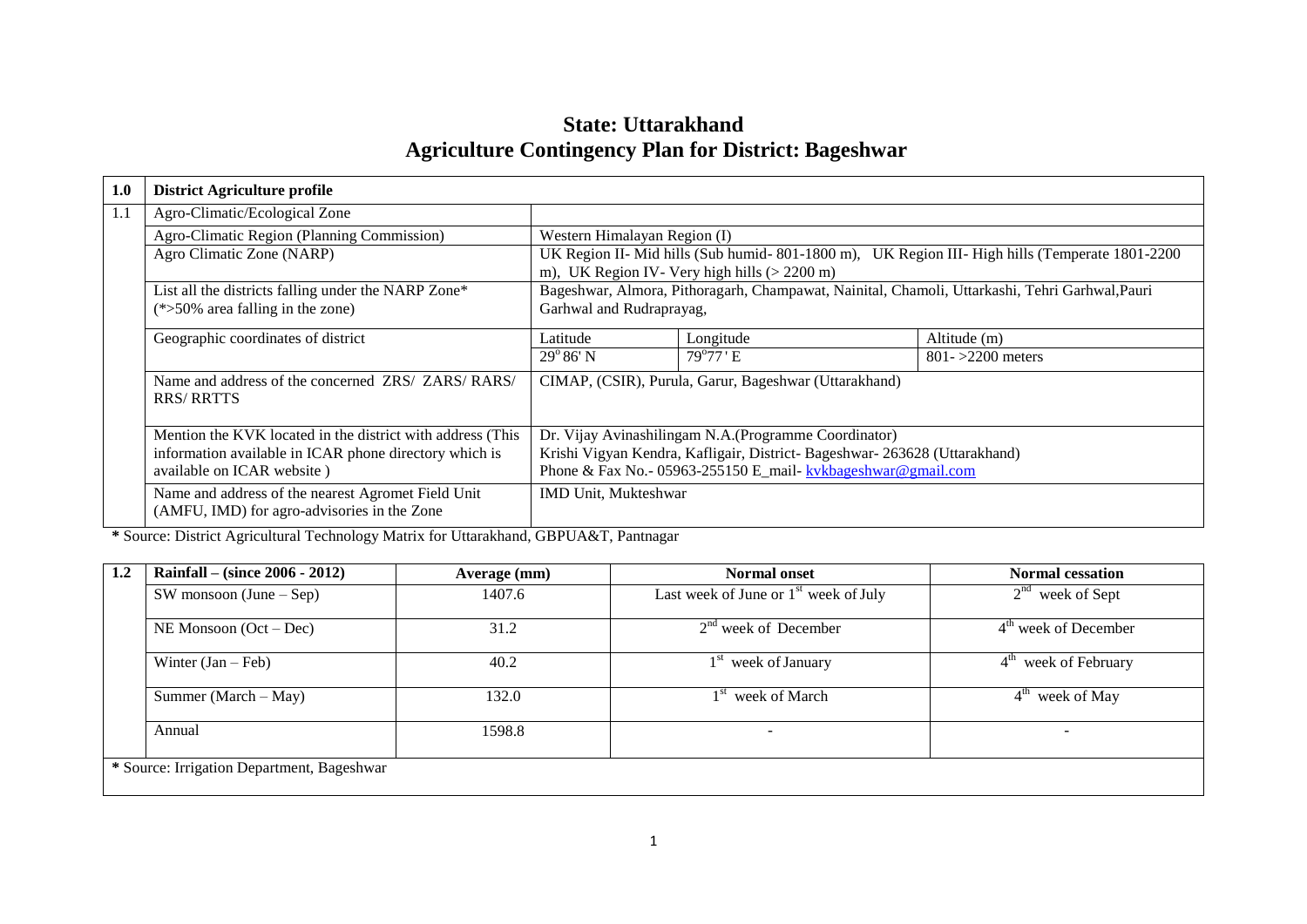# State: Uttarakhand
## Agriculture Contingency Plan for District: Bageshwar

| 1.0 | District Agriculture profile | | | |
|---|---|---|---|---|
| 1.1 | Agro-Climatic/Ecological Zone | | | |
| | Agro-Climatic Region (Planning Commission) | Western Himalayan Region (I) | | |
| | Agro Climatic Zone (NARP) | UK Region II- Mid hills (Sub humid- 801-1800 m), UK Region III- High hills (Temperate 1801-2200 m), UK Region IV- Very high hills (> 2200 m) | | |
| | List all the districts falling under the NARP Zone* (*>50% area falling in the zone) | Bageshwar, Almora, Pithoragarh, Champawat, Nainital, Chamoli, Uttarkashi, Tehri Garhwal,Pauri Garhwal and Rudraprayag, | | |
| | Geographic coordinates of district | Latitude | Longitude | Altitude (m) |
| | | 29° 86' N | 79°77' E | 801- >2200 meters |
| | Name and address of the concerned ZRS/ ZARS/ RARS/ RRS/ RRTTS | CIMAP, (CSIR), Purula, Garur, Bageshwar (Uttarakhand) | | |
| | Mention the KVK located in the district with address (This information available in ICAR phone directory which is available on ICAR website ) | Dr. Vijay Avinashilingam N.A.(Programme Coordinator) Krishi Vigyan Kendra, Kafligair, District- Bageshwar- 263628 (Uttarakhand) Phone & Fax No.- 05963-255150 E_mail- kvkbageshwar@gmail.com | | |
| | Name and address of the nearest Agromet Field Unit (AMFU, IMD) for agro-advisories in the Zone | IMD Unit, Mukteshwar | | |

**\*** Source: District Agricultural Technology Matrix for Uttarakhand, GBPUA&T, Pantnagar

| 1.2 | Rainfall – (since 2006 - 2012) | Average (mm) | Normal onset | Normal cessation |
|---|---|---|---|---|
| | SW monsoon (June – Sep) | 1407.6 | Last week of June or 1st week of July | 2nd week of Sept |
| | NE Monsoon (Oct – Dec) | 31.2 | 2nd week of December | 4th week of December |
| | Winter (Jan – Feb) | 40.2 | 1st week of January | 4th week of February |
| | Summer (March – May) | 132.0 | 1st week of March | 4th week of May |
| | Annual | 1598.8 | - | - |

**\*** Source: Irrigation Department, Bageshwar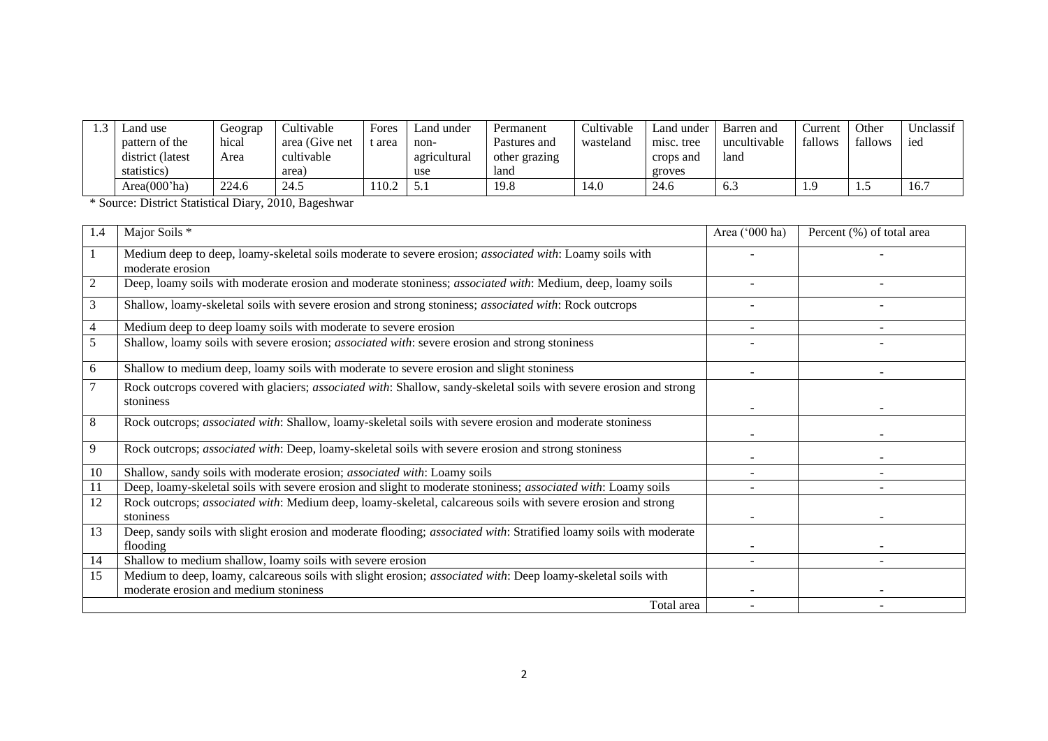| 1.3 | Land use pattern of the district (latest statistics) | Geographical Area | Cultivable area (Give net cultivable area) | Forest area | Land under non-agricultural use | Permanent Pastures and other grazing land | Cultivable wasteland | Land under misc. tree crops and groves | Barren and uncultivable land | Current fallows | Other fallows | Unclassified |
|---|---|---|---|---|---|---|---|---|---|---|---|---|
| | Area(000'ha) | 224.6 | 24.5 | 110.2 | 5.1 | 19.8 | 14.0 | 24.6 | 6.3 | 1.9 | 1.5 | 16.7 |

* Source: District Statistical Diary, 2010, Bageshwar

| 1.4 | Major Soils * | Area ('000 ha) | Percent (%) of total area |
|---|---|---|---|
| 1 | Medium deep to deep, loamy-skeletal soils moderate to severe erosion; *associated with*: Loamy soils with moderate erosion | - | - |
| 2 | Deep, loamy soils with moderate erosion and moderate stoniness; *associated with*: Medium, deep, loamy soils | - | - |
| 3 | Shallow, loamy-skeletal soils with severe erosion and strong stoniness; *associated with*: Rock outcrops | - | - |
| 4 | Medium deep to deep loamy soils with moderate to severe erosion | - | - |
| 5 | Shallow, loamy soils with severe erosion; *associated with*: severe erosion and strong stoniness | - | - |
| 6 | Shallow to medium deep, loamy soils with moderate to severe erosion and slight stoniness | - | - |
| 7 | Rock outcrops covered with glaciers; *associated with*: Shallow, sandy-skeletal soils with severe erosion and strong stoniness | - | - |
| 8 | Rock outcrops; *associated with*: Shallow, loamy-skeletal soils with severe erosion and moderate stoniness | - | - |
| 9 | Rock outcrops; *associated with*: Deep, loamy-skeletal soils with severe erosion and strong stoniness | - | - |
| 10 | Shallow, sandy soils with moderate erosion; *associated with*: Loamy soils | - | - |
| 11 | Deep, loamy-skeletal soils with severe erosion and slight to moderate stoniness; *associated with*: Loamy soils | - | - |
| 12 | Rock outcrops; *associated with*: Medium deep, loamy-skeletal, calcareous soils with severe erosion and strong stoniness | - | - |
| 13 | Deep, sandy soils with slight erosion and moderate flooding; *associated with*: Stratified loamy soils with moderate flooding | - | - |
| 14 | Shallow to medium shallow, loamy soils with severe erosion | - | - |
| 15 | Medium to deep, loamy, calcareous soils with slight erosion; *associated with*: Deep loamy-skeletal soils with moderate erosion and medium stoniness | - | - |
| | Total area | - | - |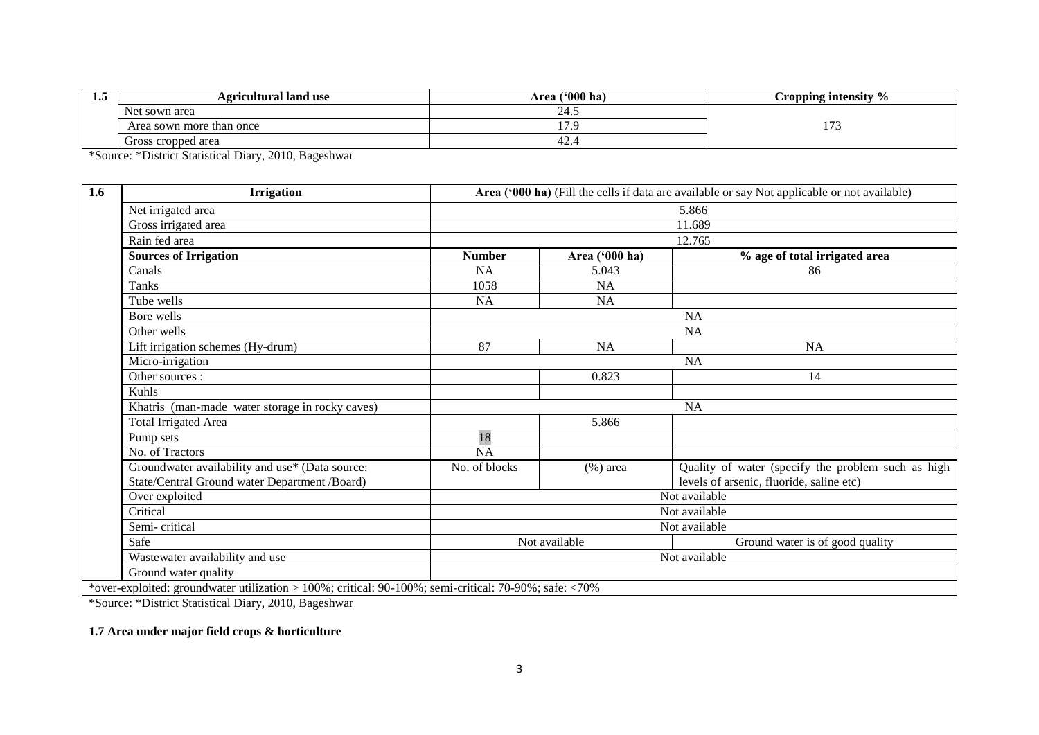| 1.5 | Agricultural land use | Area ('000 ha) | Cropping intensity % |
|---|---|---|---|
| | Net sown area | 24.5 | 173 |
| | Area sown more than once | 17.9 | |
| | Gross cropped area | 42.4 | |

*Source: *District Statistical Diary, 2010, Bageshwar

| 1.6 | Irrigation | Area ('000 ha) (Fill the cells if data are available or say Not applicable or not available) | | |
|---|---|---|---|---|
| | Net irrigated area | 5.866 | | |
| | Gross irrigated area | 11.689 | | |
| | Rain fed area | 12.765 | | |
| | **Sources of Irrigation** | **Number** | **Area ('000 ha)** | **% age of total irrigated area** |
| | Canals | NA | 5.043 | 86 |
| | Tanks | 1058 | NA | |
| | Tube wells | NA | NA | |
| | Bore wells | NA | | |
| | Other wells | NA | | |
| | Lift irrigation schemes (Hy-drum) | 87 | NA | NA |
| | Micro-irrigation | NA | | |
| | Other sources : | | 0.823 | 14 |
| | Kuhls | | | |
| | Khatris (man-made water storage in rocky caves) | NA | | |
| | Total Irrigated Area | | 5.866 | |
| | Pump sets | 18 | | |
| | No. of Tractors | NA | | |
| | Groundwater availability and use* (Data source: State/Central Ground water Department /Board) | No. of blocks | (%) area | Quality of water (specify the problem such as high levels of arsenic, fluoride, saline etc) |
| | Over exploited | Not available | | |
| | Critical | Not available | | |
| | Semi- critical | Not available | | |
| | Safe | Not available | | Ground water is of good quality |
| | Wastewater availability and use | Not available | | |
| | Ground water quality | | | |

*over-exploited: groundwater utilization > 100%; critical: 90-100%; semi-critical: 70-90%; safe: <70%

*Source: *District Statistical Diary, 2010, Bageshwar

**1.7 Area under major field crops & horticulture**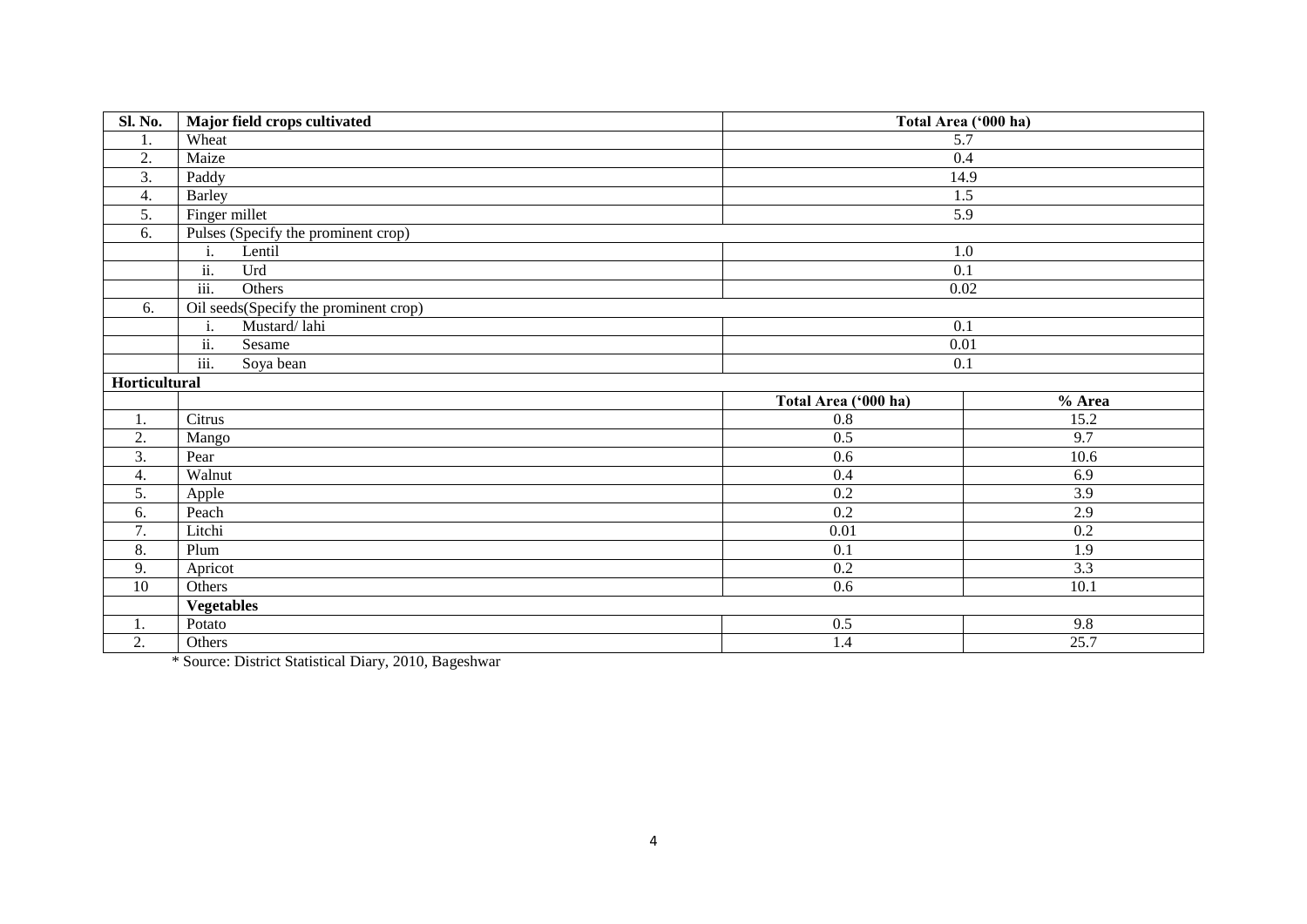| Sl. No. | Major field crops cultivated | Total Area ('000 ha) | |
|---|---|---|---|
| 1. | Wheat | 5.7 | |
| 2. | Maize | 0.4 | |
| 3. | Paddy | 14.9 | |
| 4. | Barley | 1.5 | |
| 5. | Finger millet | 5.9 | |
| 6. | Pulses (Specify the prominent crop) | | |
| | i. Lentil | 1.0 | |
| | ii. Urd | 0.1 | |
| | iii. Others | 0.02 | |
| 6. | Oil seeds(Specify the prominent crop) | | |
| | i. Mustard/ lahi | 0.1 | |
| | ii. Sesame | 0.01 | |
| | iii. Soya bean | 0.1 | |
| **Horticultural** | | | |
| | | **Total Area ('000 ha)** | **% Area** |
| 1. | Citrus | 0.8 | 15.2 |
| 2. | Mango | 0.5 | 9.7 |
| 3. | Pear | 0.6 | 10.6 |
| 4. | Walnut | 0.4 | 6.9 |
| 5. | Apple | 0.2 | 3.9 |
| 6. | Peach | 0.2 | 2.9 |
| 7. | Litchi | 0.01 | 0.2 |
| 8. | Plum | 0.1 | 1.9 |
| 9. | Apricot | 0.2 | 3.3 |
| 10 | Others | 0.6 | 10.1 |
| | **Vegetables** | | |
| 1. | Potato | 0.5 | 9.8 |
| 2. | Others | 1.4 | 25.7 |

\* Source: District Statistical Diary, 2010, Bageshwar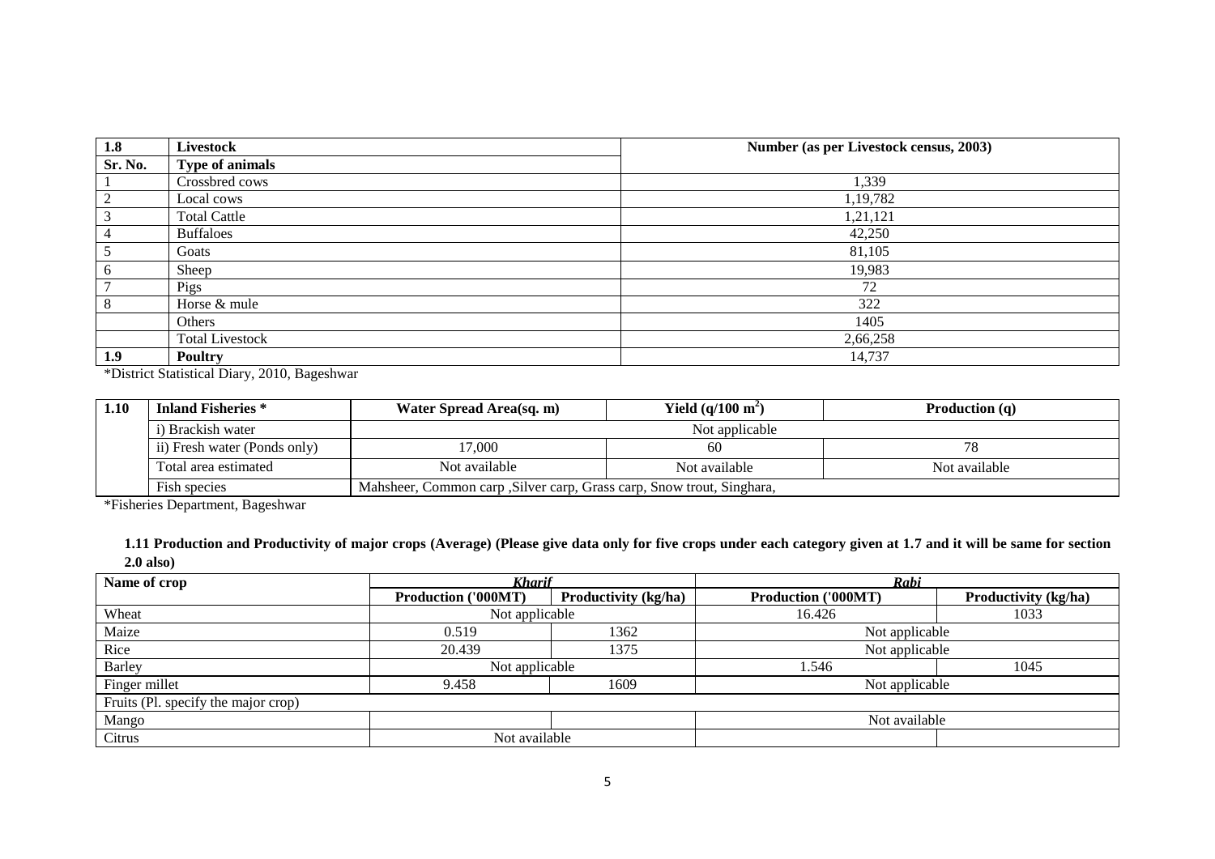| 1.8 | Livestock | Number (as per Livestock census, 2003) |
|---|---|---|
| **Sr. No.** | **Type of animals** | |
| 1 | Crossbred cows | 1,339 |
| 2 | Local cows | 1,19,782 |
| 3 | Total Cattle | 1,21,121 |
| 4 | Buffaloes | 42,250 |
| 5 | Goats | 81,105 |
| 6 | Sheep | 19,983 |
| 7 | Pigs | 72 |
| 8 | Horse & mule | 322 |
| | Others | 1405 |
| | Total Livestock | 2,66,258 |
| **1.9** | **Poultry** | 14,737 |

*District Statistical Diary, 2010, Bageshwar

| 1.10 | Inland Fisheries * | Water Spread Area(sq. m) | Yield (q/100 $m^2$) | Production (q) |
|---|---|---|---|---|
| | i) Brackish water | Not applicable | | |
| | ii) Fresh water (Ponds only) | 17,000 | 60 | 78 |
| | Total area estimated | Not available | Not available | Not available |
| | Fish species | Mahsheer, Common carp ,Silver carp, Grass carp, Snow trout, Singhara, | | |

*Fisheries Department, Bageshwar

**1.11 Production and Productivity of major crops (Average) (Please give data only for five crops under each category given at 1.7 and it will be same for section 2.0 also)**

| Name of crop | *Kharif* | | *Rabi* | |
|---|---|---|---|---|
| | **Production ('000MT)** | **Productivity (kg/ha)** | **Production ('000MT)** | **Productivity (kg/ha)** |
| Wheat | Not applicable | | 16.426 | 1033 |
| Maize | 0.519 | 1362 | Not applicable | |
| Rice | 20.439 | 1375 | Not applicable | |
| Barley | Not applicable | | 1.546 | 1045 |
| Finger millet | 9.458 | 1609 | Not applicable | |
| Fruits (Pl. specify the major crop) | | | | |
| Mango | | | Not available | |
| Citrus | Not available | | | |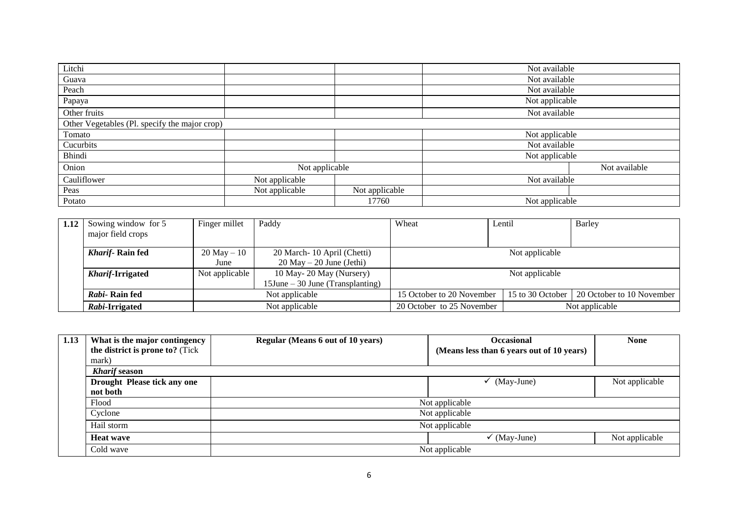| | | | | |
|---|---|---|---|---|
| Litchi | | | Not available | |
| Guava | | | Not available | |
| Peach | | | Not available | |
| Papaya | | | Not applicable | |
| Other fruits | | | Not available | |
| Other Vegetables (Pl. specify the major crop) | | | | |
| Tomato | | | Not applicable | |
| Cucurbits | | | Not available | |
| Bhindi | | | Not applicable | |
| Onion | Not applicable | | | Not available |
| Cauliflower | Not applicable | | Not available | |
| Peas | Not applicable | Not applicable | | |
| Potato | | 17760 | Not applicable | |

| 1.12 | Sowing window for 5 major field crops | Finger millet | Paddy | Wheat | Lentil | Barley |
|---|---|---|---|---|---|---|
| | ***Kharif*- Rain fed** | 20 May – 10 June | 20 March- 10 April (Chetti)<br>20 May – 20 June (Jethi) | Not applicable | | |
| | ***Kharif*-Irrigated** | Not applicable | 10 May- 20 May (Nursery)<br>15June – 30 June (Transplanting) | Not applicable | | |
| | ***Rabi*- Rain fed** | Not applicable | | 15 October to 20 November | 15 to 30 October | 20 October to 10 November |
| | ***Rabi*-Irrigated** | Not applicable | | 20 October to 25 November | Not applicable | |

| 1.13 | **What is the major contingency the district is prone to?** (Tick mark) | **Regular (Means 6 out of 10 years)** | **Occasional (Means less than 6 years out of 10 years)** | **None** |
|---|---|---|---|---|
| | ***Kharif* season** | | | |
| | **Drought Please tick any one not both** | | ✓ (May-June) | Not applicable |
| | Flood | Not applicable | | |
| | Cyclone | Not applicable | | |
| | Hail storm | Not applicable | | |
| | **Heat wave** | | ✓ (May-June) | Not applicable |
| | Cold wave | Not applicable | | |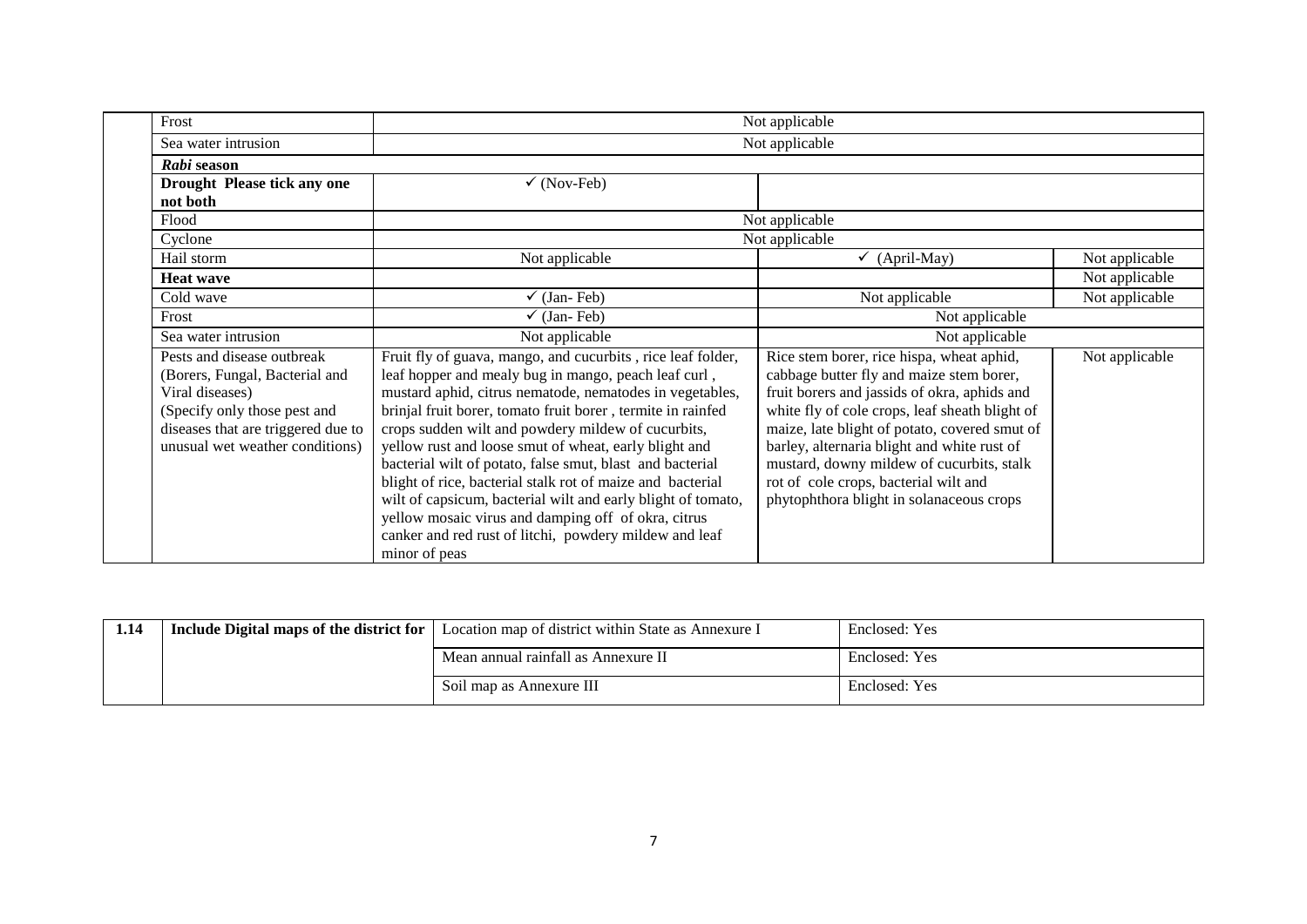| | | | |
|---|---|---|---|
| Frost | Not applicable | | |
| Sea water intrusion | Not applicable | | |
| ***Rabi* season** | | | |
| **Drought Please tick any one not both** | ✓ (Nov-Feb) | | |
| Flood | Not applicable | | |
| Cyclone | Not applicable | | |
| Hail storm | Not applicable | ✓ (April-May) | Not applicable |
| **Heat wave** | | | Not applicable |
| Cold wave | ✓ (Jan- Feb) | Not applicable | Not applicable |
| Frost | ✓ (Jan- Feb) | Not applicable | |
| Sea water intrusion | Not applicable | Not applicable | |
| Pests and disease outbreak (Borers, Fungal, Bacterial and Viral diseases) (Specify only those pest and diseases that are triggered due to unusual wet weather conditions) | Fruit fly of guava, mango, and cucurbits , rice leaf folder, leaf hopper and mealy bug in mango, peach leaf curl , mustard aphid, citrus nematode, nematodes in vegetables, brinjal fruit borer, tomato fruit borer , termite in rainfed crops sudden wilt and powdery mildew of cucurbits, yellow rust and loose smut of wheat, early blight and bacterial wilt of potato, false smut, blast and bacterial blight of rice, bacterial stalk rot of maize and bacterial wilt of capsicum, bacterial wilt and early blight of tomato, yellow mosaic virus and damping off of okra, citrus canker and red rust of litchi, powdery mildew and leaf minor of peas | Rice stem borer, rice hispa, wheat aphid, cabbage butter fly and maize stem borer, fruit borers and jassids of okra, aphids and white fly of cole crops, leaf sheath blight of maize, late blight of potato, covered smut of barley, alternaria blight and white rust of mustard, downy mildew of cucurbits, stalk rot of cole crops, bacterial wilt and phytophthora blight in solanaceous crops | Not applicable |

| | | | |
|---|---|---|---|
| **1.14** | **Include Digital maps of the district for** | Location map of district within State as Annexure I | Enclosed: Yes |
| | | Mean annual rainfall as Annexure II | Enclosed: Yes |
| | | Soil map as Annexure III | Enclosed: Yes |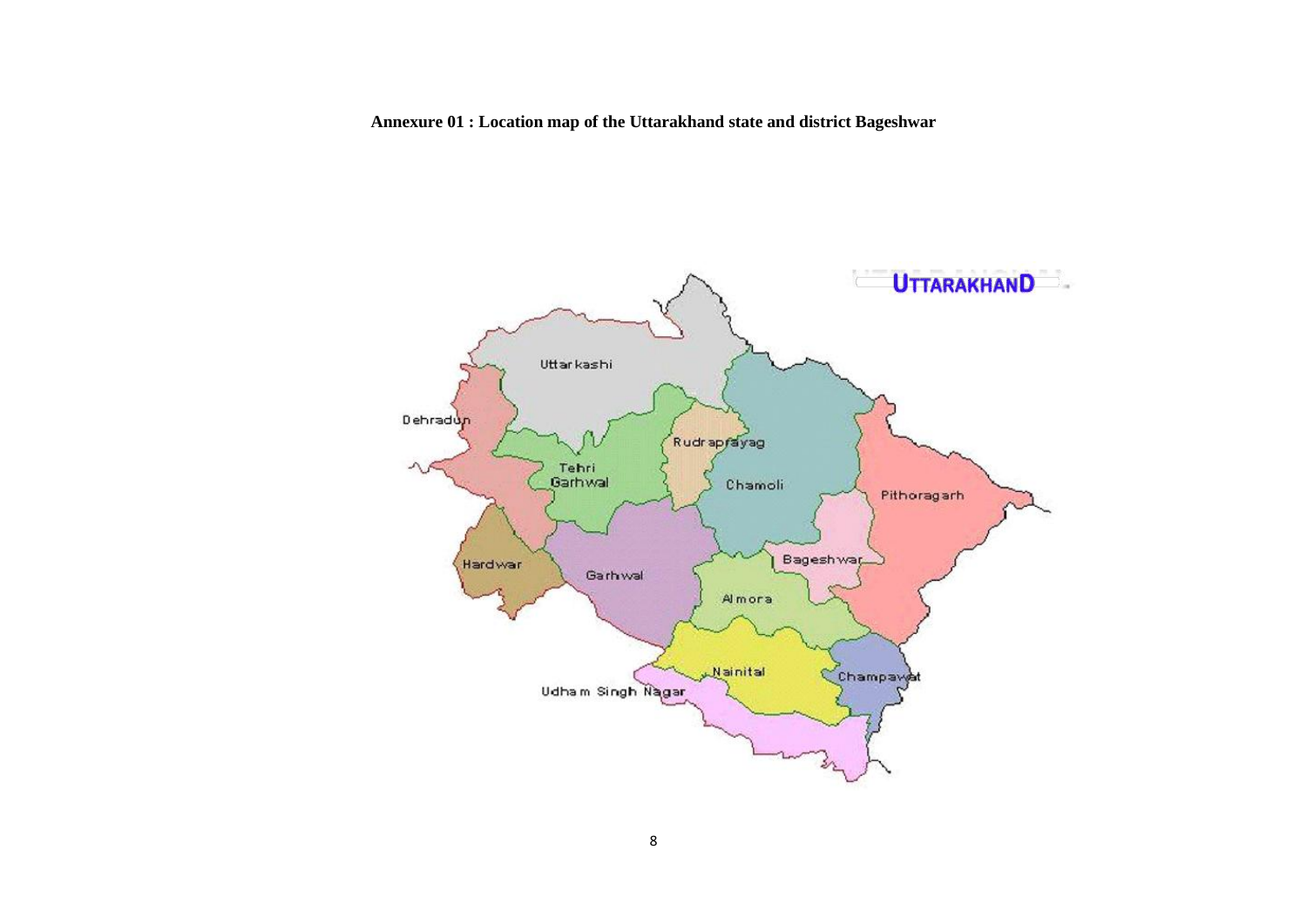**Annexure 01 : Location map of the Uttarakhand state and district Bageshwar**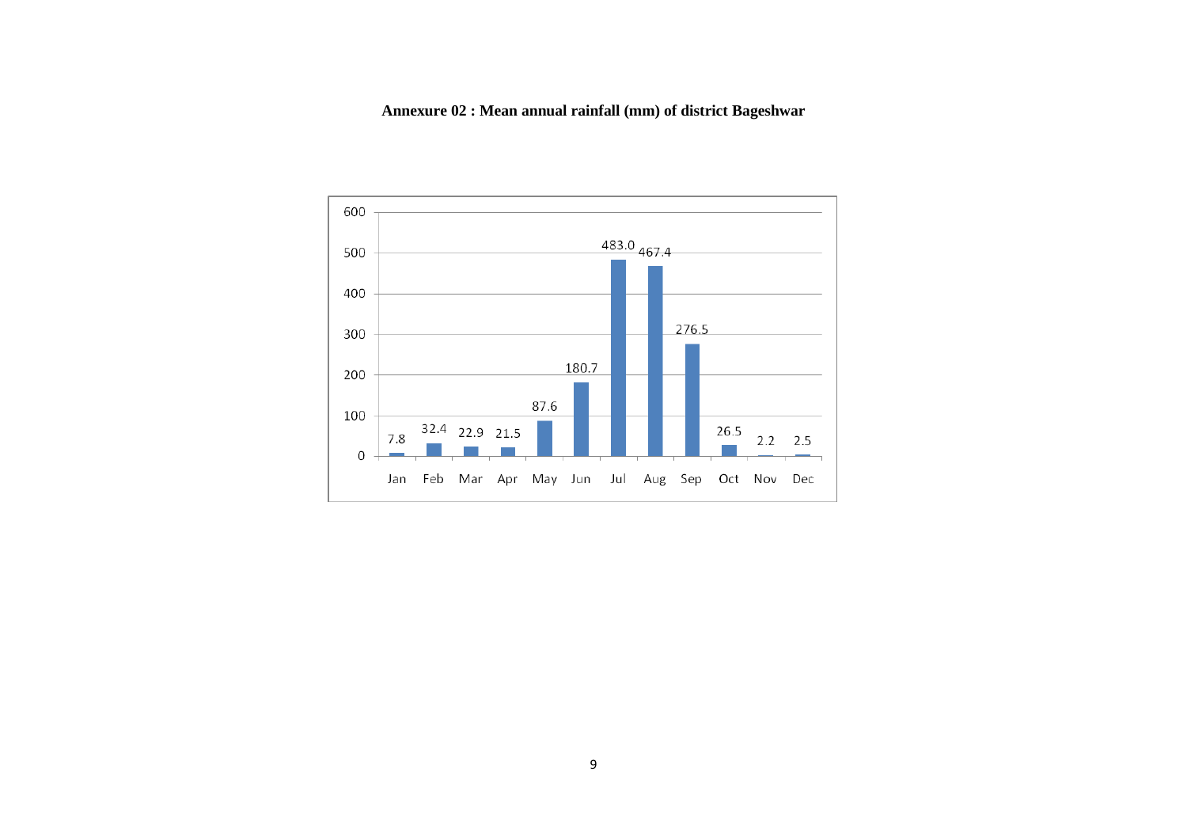**Annexure 02 : Mean annual rainfall (mm) of district Bageshwar**

| Month | Rainfall (mm) |
|---|---|
| Jan | 7.8 |
| Feb | 32.4 |
| Mar | 22.9 |
| Apr | 21.5 |
| May | 87.6 |
| Jun | 180.7 |
| Jul | 483.0 |
| Aug | 467.4 |
| Sep | 276.5 |
| Oct | 26.5 |
| Nov | 2.2 |
| Dec | 2.5 |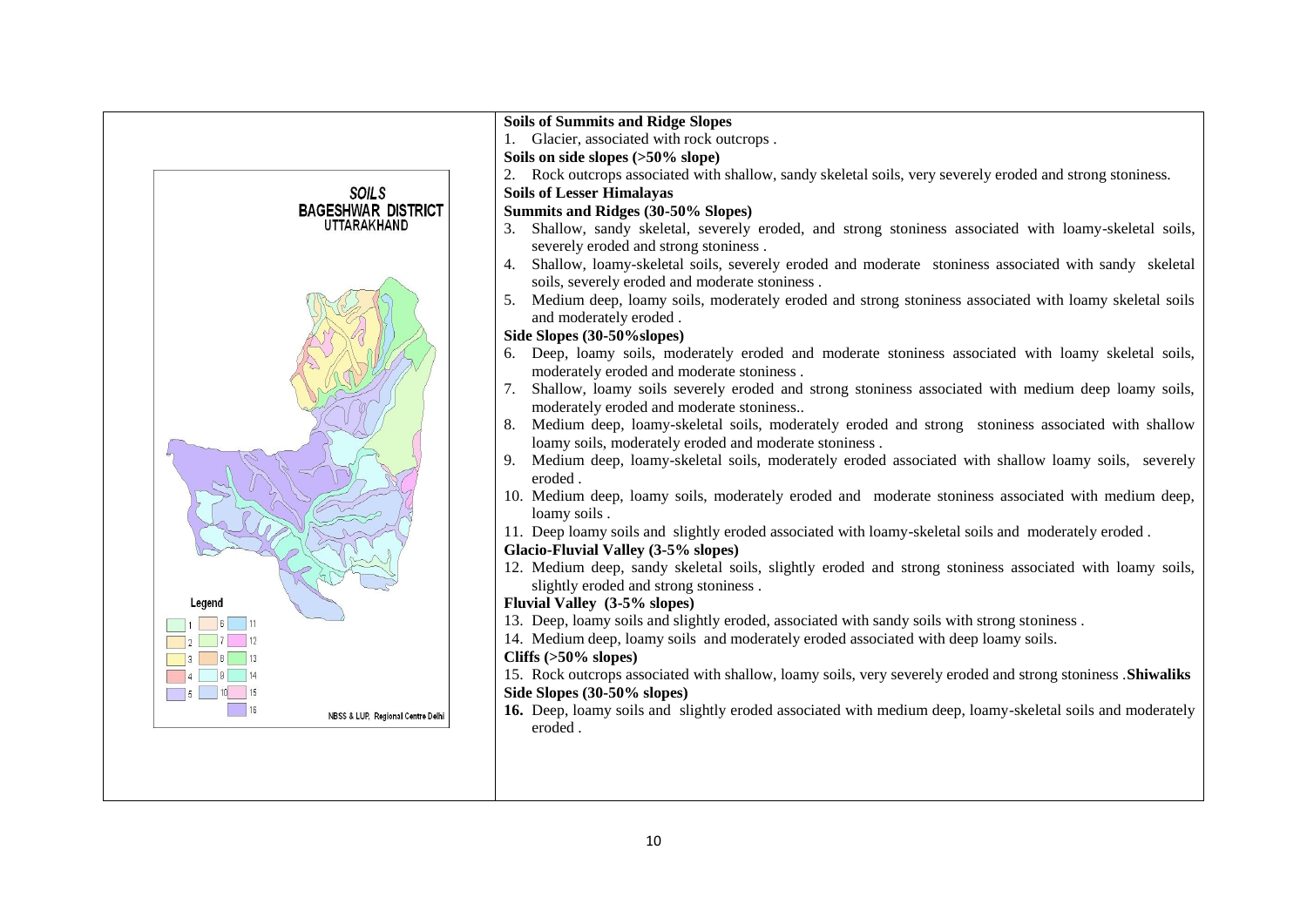SOILS
BAGESHWAR DISTRICT
UTTARAKHAND

Legend

1, 2, 3, 4, 5, 6, 7, 8, 9, 10, 11, 12, 13, 14, 15, 16

NBSS & LUP, Regional Centre Delhi

**Soils of Summits and Ridge Slopes**

1. Glacier, associated with rock outcrops .

**Soils on side slopes (>50% slope)**

2. Rock outcrops associated with shallow, sandy skeletal soils, very severely eroded and strong stoniness.

**Soils of Lesser Himalayas**

**Summits and Ridges (30-50% Slopes)**

3. Shallow, sandy skeletal, severely eroded, and strong stoniness associated with loamy-skeletal soils, severely eroded and strong stoniness .
4. Shallow, loamy-skeletal soils, severely eroded and moderate stoniness associated with sandy skeletal soils, severely eroded and moderate stoniness .
5. Medium deep, loamy soils, moderately eroded and strong stoniness associated with loamy skeletal soils and moderately eroded .

**Side Slopes (30-50%slopes)**

6. Deep, loamy soils, moderately eroded and moderate stoniness associated with loamy skeletal soils, moderately eroded and moderate stoniness .
7. Shallow, loamy soils severely eroded and strong stoniness associated with medium deep loamy soils, moderately eroded and moderate stoniness..
8. Medium deep, loamy-skeletal soils, moderately eroded and strong stoniness associated with shallow loamy soils, moderately eroded and moderate stoniness .
9. Medium deep, loamy-skeletal soils, moderately eroded associated with shallow loamy soils, severely eroded .
10. Medium deep, loamy soils, moderately eroded and moderate stoniness associated with medium deep, loamy soils .
11. Deep loamy soils and slightly eroded associated with loamy-skeletal soils and moderately eroded .

**Glacio-Fluvial Valley (3-5% slopes)**

12. Medium deep, sandy skeletal soils, slightly eroded and strong stoniness associated with loamy soils, slightly eroded and strong stoniness .

**Fluvial Valley (3-5% slopes)**

13. Deep, loamy soils and slightly eroded, associated with sandy soils with strong stoniness .
14. Medium deep, loamy soils and moderately eroded associated with deep loamy soils.

**Cliffs (>50% slopes)**

15. Rock outcrops associated with shallow, loamy soils, very severely eroded and strong stoniness .**Shiwaliks**

**Side Slopes (30-50% slopes)**

16. Deep, loamy soils and slightly eroded associated with medium deep, loamy-skeletal soils and moderately eroded .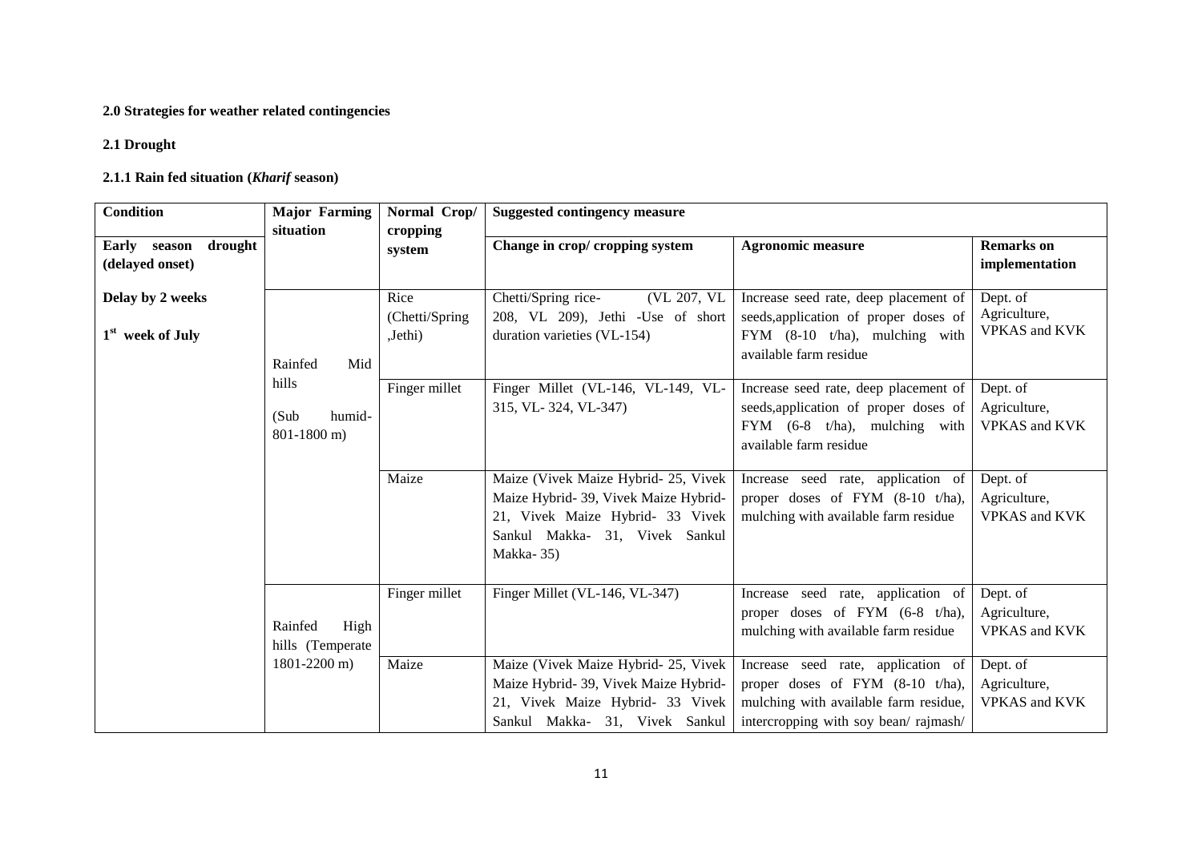**2.0 Strategies for weather related contingencies**

**2.1 Drought**

**2.1.1 Rain fed situation (*Kharif* season)**

| Condition | Major Farming situation | Normal Crop/ cropping system | Suggested contingency measure | | |
|---|---|---|---|---|---|
| **Early season drought (delayed onset)** | | | **Change in crop/ cropping system** | **Agronomic measure** | **Remarks on implementation** |
| **Delay by 2 weeks**<br><br>**1st week of July** | Rainfed Mid hills (Sub humid- 801-1800 m) | Rice (Chetti/Spring ,Jethi) | Chetti/Spring rice- (VL 207, VL 208, VL 209), Jethi -Use of short duration varieties (VL-154) | Increase seed rate, deep placement of seeds,application of proper doses of FYM (8-10 t/ha), mulching with available farm residue | Dept. of Agriculture, VPKAS and KVK |
| | | Finger millet | Finger Millet (VL-146, VL-149, VL-315, VL- 324, VL-347) | Increase seed rate, deep placement of seeds,application of proper doses of FYM (6-8 t/ha), mulching with available farm residue | Dept. of Agriculture, VPKAS and KVK |
| | | Maize | Maize (Vivek Maize Hybrid- 25, Vivek Maize Hybrid- 39, Vivek Maize Hybrid- 21, Vivek Maize Hybrid- 33 Vivek Sankul Makka- 31, Vivek Sankul Makka- 35) | Increase seed rate, application of proper doses of FYM (8-10 t/ha), mulching with available farm residue | Dept. of Agriculture, VPKAS and KVK |
| | Rainfed High hills (Temperate 1801-2200 m) | Finger millet | Finger Millet (VL-146, VL-347) | Increase seed rate, application of proper doses of FYM (6-8 t/ha), mulching with available farm residue | Dept. of Agriculture, VPKAS and KVK |
| | | Maize | Maize (Vivek Maize Hybrid- 25, Vivek Maize Hybrid- 39, Vivek Maize Hybrid- 21, Vivek Maize Hybrid- 33 Vivek Sankul Makka- 31, Vivek Sankul | Increase seed rate, application of proper doses of FYM (8-10 t/ha), mulching with available farm residue, intercropping with soy bean/ rajmash/ | Dept. of Agriculture, VPKAS and KVK |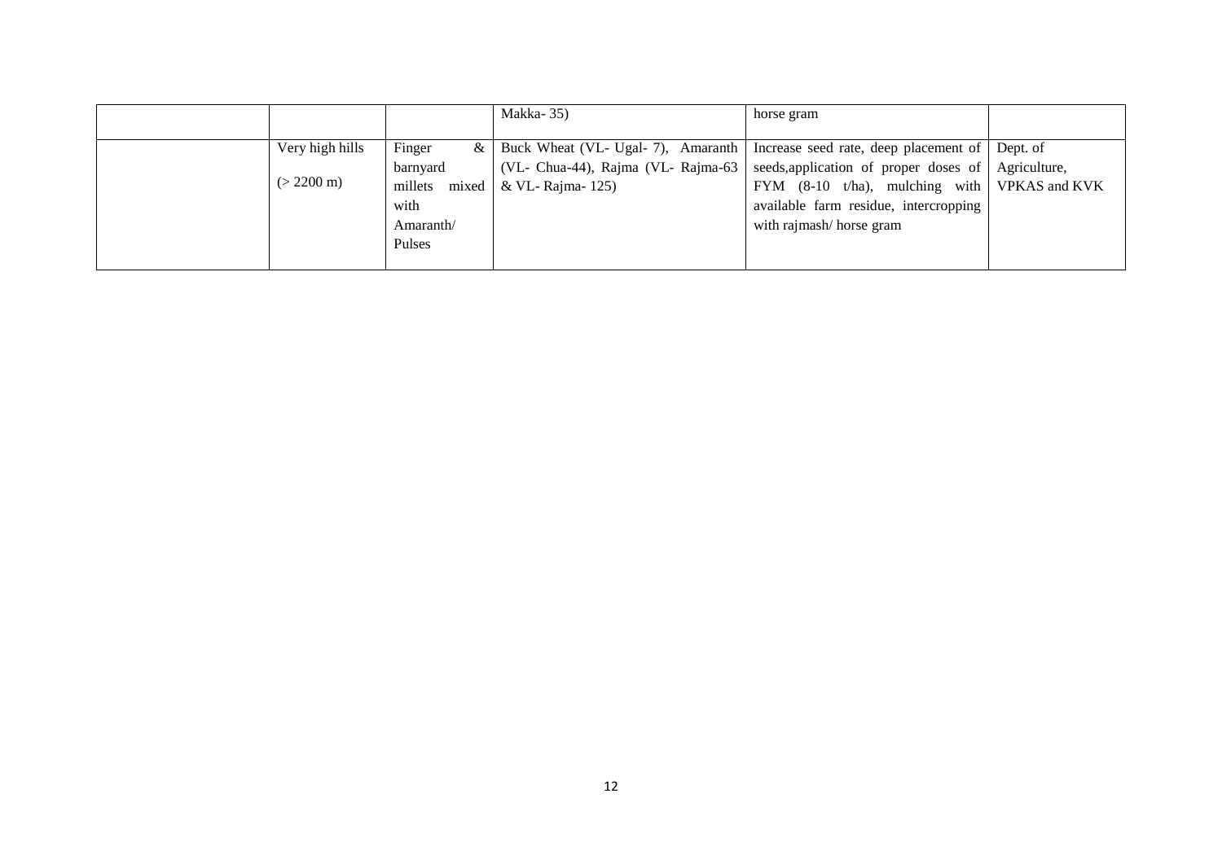| | | | | | |
|---|---|---|---|---|---|
| | | | Makka- 35) | horse gram | |
| | Very high hills (> 2200 m) | Finger & barnyard millets mixed with Amaranth/ Pulses | Buck Wheat (VL- Ugal- 7), Amaranth (VL- Chua-44), Rajma (VL- Rajma-63 & VL- Rajma- 125) | Increase seed rate, deep placement of seeds,application of proper doses of FYM (8-10 t/ha), mulching with available farm residue, intercropping with rajmash/ horse gram | Dept. of Agriculture, VPKAS and KVK |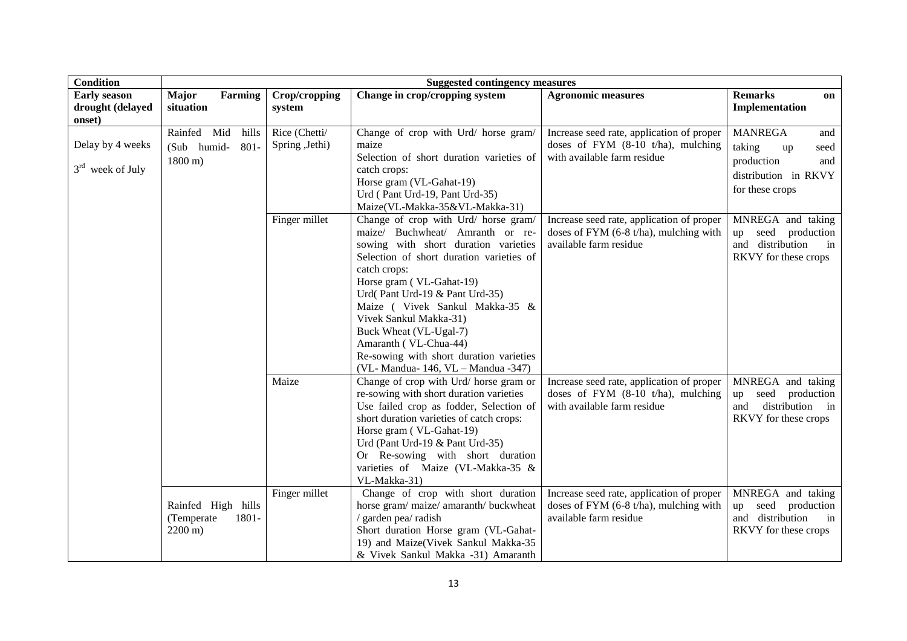| Condition | Suggested contingency measures | | | | |
|---|---|---|---|---|---|
| **Early season drought (delayed onset)** | **Major Farming situation** | **Crop/cropping system** | **Change in crop/cropping system** | **Agronomic measures** | **Remarks on Implementation** |
| Delay by 4 weeks<br>3rd week of July | Rainfed Mid hills (Sub humid- 801-1800 m) | Rice (Chetti/ Spring ,Jethi) | Change of crop with Urd/ horse gram/ maize<br>Selection of short duration varieties of catch crops:<br>Horse gram (VL-Gahat-19)<br>Urd ( Pant Urd-19, Pant Urd-35)<br>Maize(VL-Makka-35&VL-Makka-31) | Increase seed rate, application of proper doses of FYM (8-10 t/ha), mulching with available farm residue | MANREGA and taking up seed production and distribution in RKVY for these crops |
| | | Finger millet | Change of crop with Urd/ horse gram/ maize/ Buchwheat/ Amranth or re-sowing with short duration varieties<br>Selection of short duration varieties of catch crops:<br>Horse gram ( VL-Gahat-19)<br>Urd( Pant Urd-19 & Pant Urd-35)<br>Maize ( Vivek Sankul Makka-35 & Vivek Sankul Makka-31)<br>Buck Wheat (VL-Ugal-7)<br>Amaranth ( VL-Chua-44)<br>Re-sowing with short duration varieties (VL- Mandua- 146, VL – Mandua -347) | Increase seed rate, application of proper doses of FYM (6-8 t/ha), mulching with available farm residue | MNREGA and taking up seed production and distribution in RKVY for these crops |
| | | Maize | Change of crop with Urd/ horse gram or re-sowing with short duration varieties<br>Use failed crop as fodder, Selection of short duration varieties of catch crops:<br>Horse gram ( VL-Gahat-19)<br>Urd (Pant Urd-19 & Pant Urd-35)<br>Or Re-sowing with short duration varieties of Maize (VL-Makka-35 & VL-Makka-31) | Increase seed rate, application of proper doses of FYM (8-10 t/ha), mulching with available farm residue | MNREGA and taking up seed production and distribution in RKVY for these crops |
| | Rainfed High hills (Temperate 1801-2200 m) | Finger millet | Change of crop with short duration horse gram/ maize/ amaranth/ buckwheat / garden pea/ radish<br>Short duration Horse gram (VL-Gahat-19) and Maize(Vivek Sankul Makka-35 & Vivek Sankul Makka -31) Amaranth | Increase seed rate, application of proper doses of FYM (6-8 t/ha), mulching with available farm residue | MNREGA and taking up seed production and distribution in RKVY for these crops |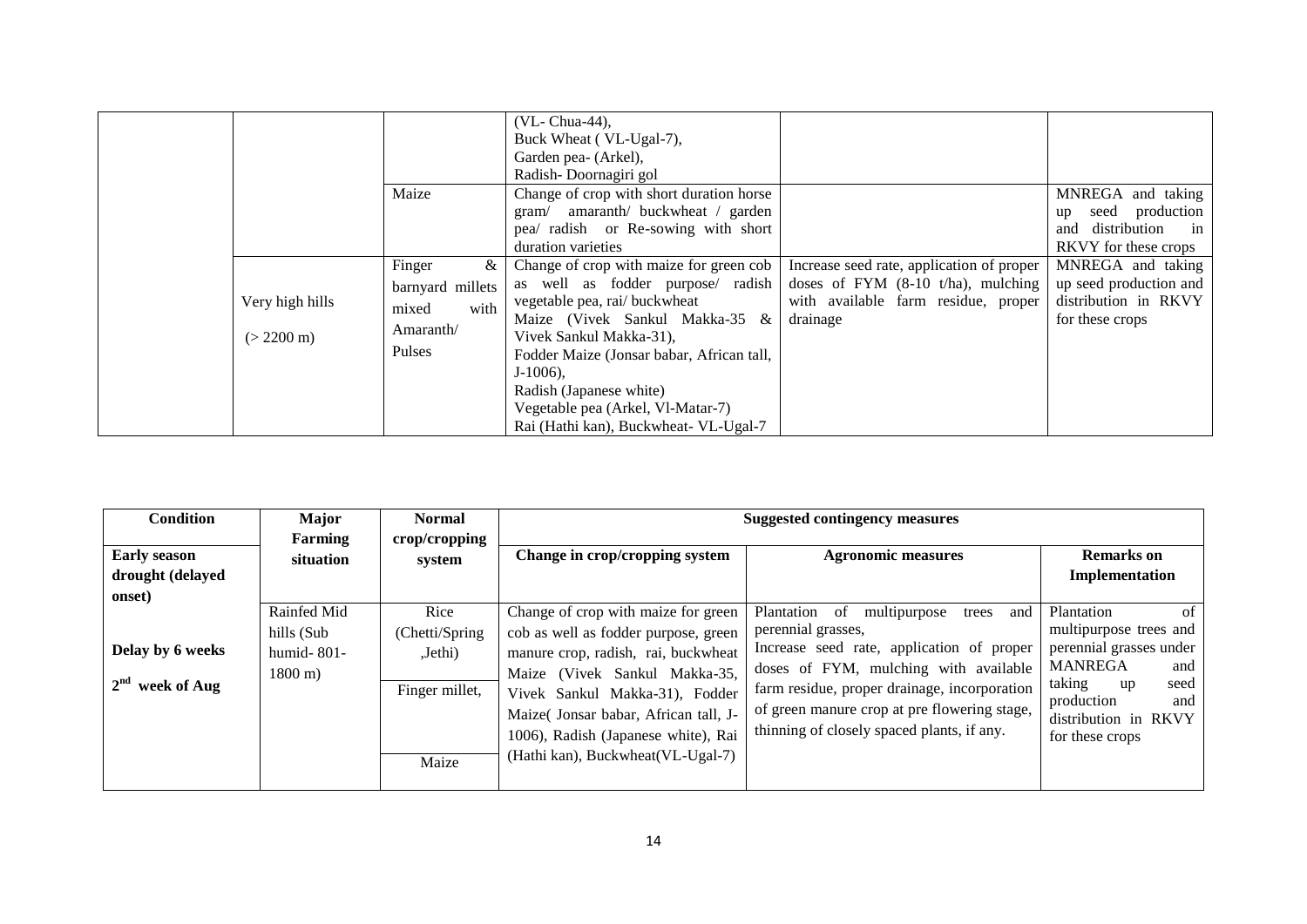| | | | | | |
|---|---|---|---|---|---|
| | | | (VL- Chua-44),<br>Buck Wheat ( VL-Ugal-7),<br>Garden pea- (Arkel),<br>Radish- Doornagiri gol | | |
| | | Maize | Change of crop with short duration horse gram/ amaranth/ buckwheat / garden pea/ radish or Re-sowing with short duration varieties | | MNREGA and taking up seed production and distribution in RKVY for these crops |
| | Very high hills<br>(> 2200 m) | Finger & barnyard millets mixed with Amaranth/ Pulses | Change of crop with maize for green cob as well as fodder purpose/ radish vegetable pea, rai/ buckwheat<br>Maize (Vivek Sankul Makka-35 & Vivek Sankul Makka-31),<br>Fodder Maize (Jonsar babar, African tall, J-1006),<br>Radish (Japanese white)<br>Vegetable pea (Arkel, Vl-Matar-7)<br>Rai (Hathi kan), Buckwheat- VL-Ugal-7 | Increase seed rate, application of proper doses of FYM (8-10 t/ha), mulching with available farm residue, proper drainage | MNREGA and taking up seed production and distribution in RKVY for these crops |

| Condition | Major Farming situation | Normal crop/cropping system | Suggested contingency measures | | |
|---|---|---|---|---|---|
| **Early season drought (delayed onset)** | | | **Change in crop/cropping system** | **Agronomic measures** | **Remarks on Implementation** |
| **Delay by 6 weeks**<br>**2nd week of Aug** | Rainfed Mid hills (Sub humid- 801-1800 m) | Rice (Chetti/Spring ,Jethi)<br>Finger millet,<br>Maize | Change of crop with maize for green cob as well as fodder purpose, green manure crop, radish, rai, buckwheat Maize (Vivek Sankul Makka-35, Vivek Sankul Makka-31), Fodder Maize( Jonsar babar, African tall, J-1006), Radish (Japanese white), Rai (Hathi kan), Buckwheat(VL-Ugal-7) | Plantation of multipurpose trees and perennial grasses,<br>Increase seed rate, application of proper doses of FYM, mulching with available farm residue, proper drainage, incorporation of green manure crop at pre flowering stage, thinning of closely spaced plants, if any. | Plantation of multipurpose trees and perennial grasses under MANREGA and taking up seed production and distribution in RKVY for these crops |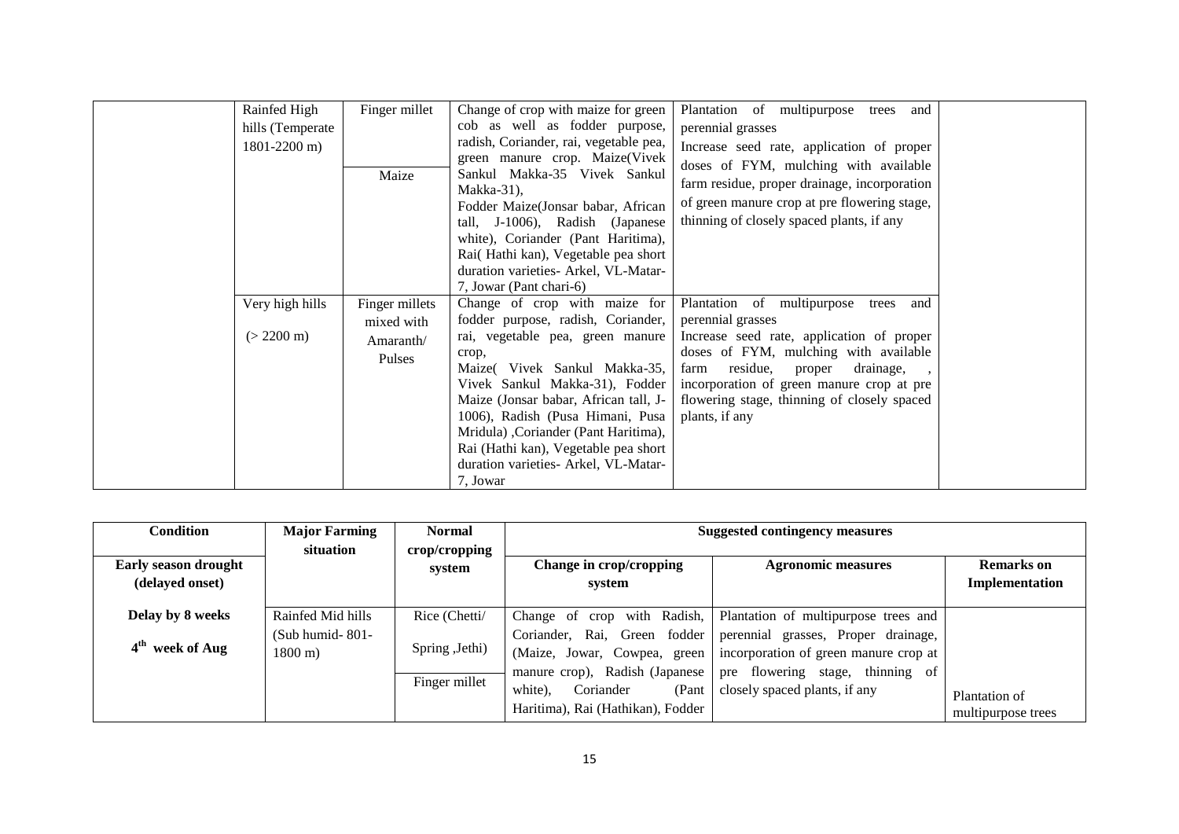| | | | | | |
|---|---|---|---|---|---|
| | Rainfed High hills (Temperate 1801-2200 m) | Finger millet | Change of crop with maize for green cob as well as fodder purpose, radish, Coriander, rai, vegetable pea, green manure crop. Maize(Vivek Sankul Makka-35 Vivek Sankul Makka-31), Fodder Maize(Jonsar babar, African tall, J-1006), Radish (Japanese white), Coriander (Pant Haritima), Rai( Hathi kan), Vegetable pea short duration varieties- Arkel, VL-Matar-7, Jowar (Pant chari-6) | Plantation of multipurpose trees and perennial grasses<br>Increase seed rate, application of proper doses of FYM, mulching with available farm residue, proper drainage, incorporation of green manure crop at pre flowering stage, thinning of closely spaced plants, if any | |
| | | Maize | | | |
| | Very high hills (> 2200 m) | Finger millets mixed with Amaranth/ Pulses | Change of crop with maize for fodder purpose, radish, Coriander, rai, vegetable pea, green manure crop,<br>Maize( Vivek Sankul Makka-35, Vivek Sankul Makka-31), Fodder Maize (Jonsar babar, African tall, J-1006), Radish (Pusa Himani, Pusa Mridula) ,Coriander (Pant Haritima), Rai (Hathi kan), Vegetable pea short duration varieties- Arkel, VL-Matar-7, Jowar | Plantation of multipurpose trees and perennial grasses<br>Increase seed rate, application of proper doses of FYM, mulching with available farm residue, proper drainage, , incorporation of green manure crop at pre flowering stage, thinning of closely spaced plants, if any | |

| Condition | Major Farming situation | Normal crop/cropping system | Suggested contingency measures | | |
|---|---|---|---|---|---|
| **Early season drought (delayed onset)** | | | **Change in crop/cropping system** | **Agronomic measures** | **Remarks on Implementation** |
| **Delay by 8 weeks**<br>**4th week of Aug** | Rainfed Mid hills (Sub humid- 801-1800 m) | Rice (Chetti/ Spring ,Jethi) | Change of crop with Radish, Coriander, Rai, Green fodder (Maize, Jowar, Cowpea, green manure crop), Radish (Japanese white), Coriander (Pant Haritima), Rai (Hathikan), Fodder | Plantation of multipurpose trees and perennial grasses, Proper drainage, incorporation of green manure crop at pre flowering stage, thinning of closely spaced plants, if any | Plantation of multipurpose trees |
| | | Finger millet | | | |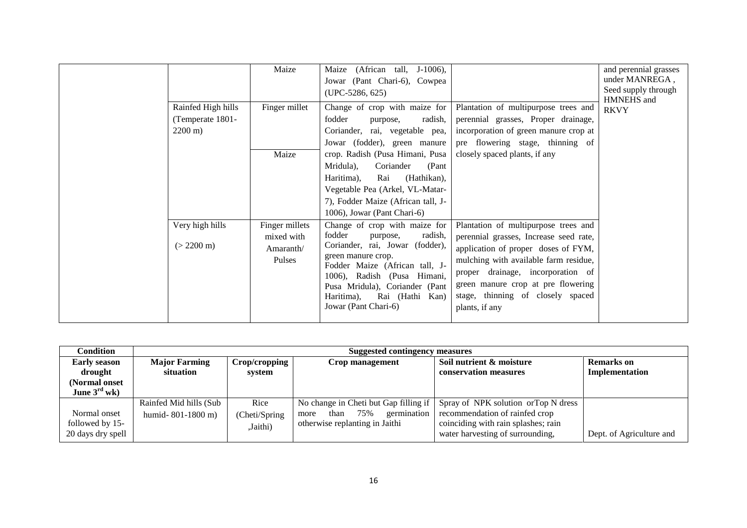| | | | | | |
|---|---|---|---|---|---|
| | | Maize | Maize (African tall, J-1006), Jowar (Pant Chari-6), Cowpea (UPC-5286, 625) | | and perennial grasses under MANREGA , Seed supply through HMNEHS and RKVY |
| | Rainfed High hills (Temperate 1801-2200 m) | Finger millet | Change of crop with maize for fodder purpose, radish, Coriander, rai, vegetable pea, Jowar (fodder), green manure crop. Radish (Pusa Himani, Pusa Mridula), Coriander (Pant Haritima), Rai (Hathikan), Vegetable Pea (Arkel, VL-Matar-7), Fodder Maize (African tall, J-1006), Jowar (Pant Chari-6) | Plantation of multipurpose trees and perennial grasses, Proper drainage, incorporation of green manure crop at pre flowering stage, thinning of closely spaced plants, if any | |
| | | Maize | | | |
| | Very high hills (> 2200 m) | Finger millets mixed with Amaranth/ Pulses | Change of crop with maize for fodder purpose, radish, Coriander, rai, Jowar (fodder), green manure crop. Fodder Maize (African tall, J-1006), Radish (Pusa Himani, Pusa Mridula), Coriander (Pant Haritima), Rai (Hathi Kan) Jowar (Pant Chari-6) | Plantation of multipurpose trees and perennial grasses, Increase seed rate, application of proper doses of FYM, mulching with available farm residue, proper drainage, incorporation of green manure crop at pre flowering stage, thinning of closely spaced plants, if any | |

| Condition | Suggested contingency measures | | | | |
|---|---|---|---|---|---|
| **Early season drought (Normal onset June 3rd wk)** | **Major Farming situation** | **Crop/cropping system** | **Crop management** | **Soil nutrient & moisture conservation measures** | **Remarks on Implementation** |
| Normal onset followed by 15-20 days dry spell | Rainfed Mid hills (Sub humid- 801-1800 m) | Rice (Cheti/Spring ,Jaithi) | No change in Cheti but Gap filling if more than 75% germination otherwise replanting in Jaithi | Spray of NPK solution orTop N dress recommendation of rainfed crop coinciding with rain splashes; rain water harvesting of surrounding, | Dept. of Agriculture and |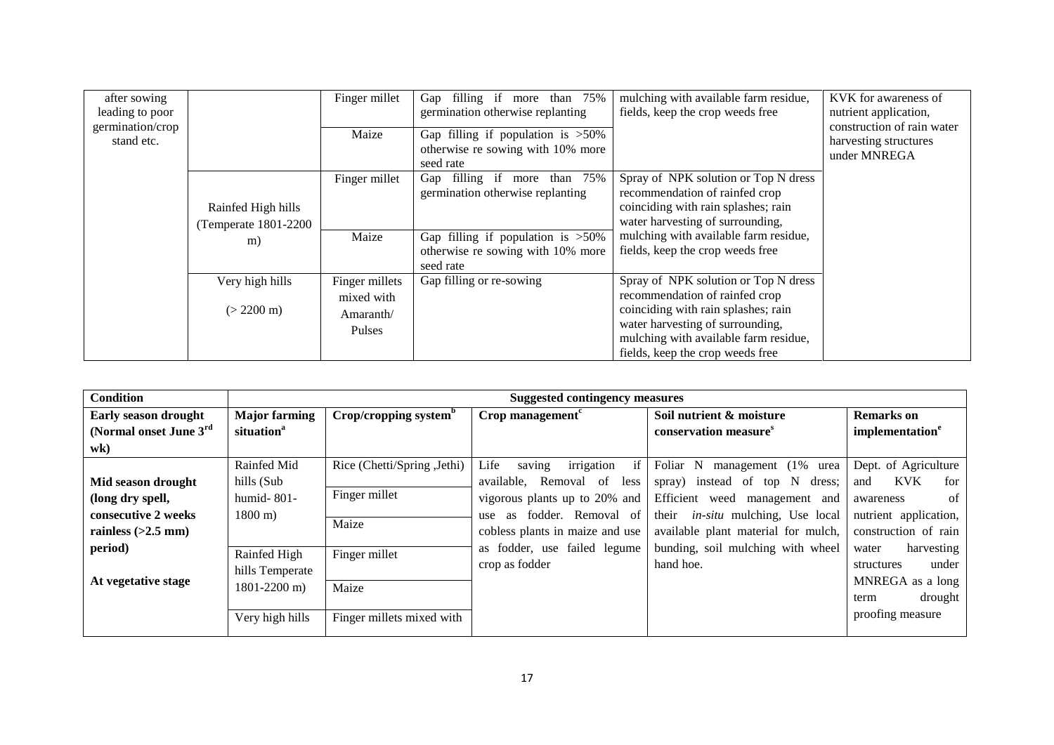| | | | | | |
|---|---|---|---|---|---|
| after sowing leading to poor germination/crop stand etc. | | Finger millet | Gap filling if more than 75% germination otherwise replanting | mulching with available farm residue, fields, keep the crop weeds free | KVK for awareness of nutrient application, construction of rain water harvesting structures under MNREGA |
| | | Maize | Gap filling if population is >50% otherwise re sowing with 10% more seed rate | | |
| | Rainfed High hills (Temperate 1801-2200 m) | Finger millet | Gap filling if more than 75% germination otherwise replanting | Spray of NPK solution or Top N dress recommendation of rainfed crop coinciding with rain splashes; rain water harvesting of surrounding, mulching with available farm residue, fields, keep the crop weeds free | |
| | | Maize | Gap filling if population is >50% otherwise re sowing with 10% more seed rate | | |
| | Very high hills (> 2200 m) | Finger millets mixed with Amaranth/ Pulses | Gap filling or re-sowing | Spray of NPK solution or Top N dress recommendation of rainfed crop coinciding with rain splashes; rain water harvesting of surrounding, mulching with available farm residue, fields, keep the crop weeds free | |

| Condition | Suggested contingency measures | | | | |
|---|---|---|---|---|---|
| **Early season drought (Normal onset June 3rd wk)** | **Major farming situation[a]** | **Crop/cropping system[b]** | **Crop management[c]** | **Soil nutrient & moisture conservation measure[s]** | **Remarks on implementation[e]** |
| **Mid season drought (long dry spell, consecutive 2 weeks rainless (>2.5 mm) period)**<br><br>**At vegetative stage** | Rainfed Mid hills (Sub humid- 801-1800 m) | Rice (Chetti/Spring ,Jethi) | Life saving irrigation if available, Removal of less vigorous plants up to 20% and use as fodder. Removal of cobless plants in maize and use as fodder, use failed legume crop as fodder | Foliar N management (1% urea spray) instead of top N dress; Efficient weed management and their *in-situ* mulching, Use local available plant material for mulch, bunding, soil mulching with wheel hand hoe. | Dept. of Agriculture and KVK for awareness of nutrient application, construction of rain water harvesting structures under MNREGA as a long term drought proofing measure |
| | | Finger millet | | | |
| | | Maize | | | |
| | Rainfed High hills Temperate 1801-2200 m) | Finger millet | | | |
| | | Maize | | | |
| | Very high hills | Finger millets mixed with | | | |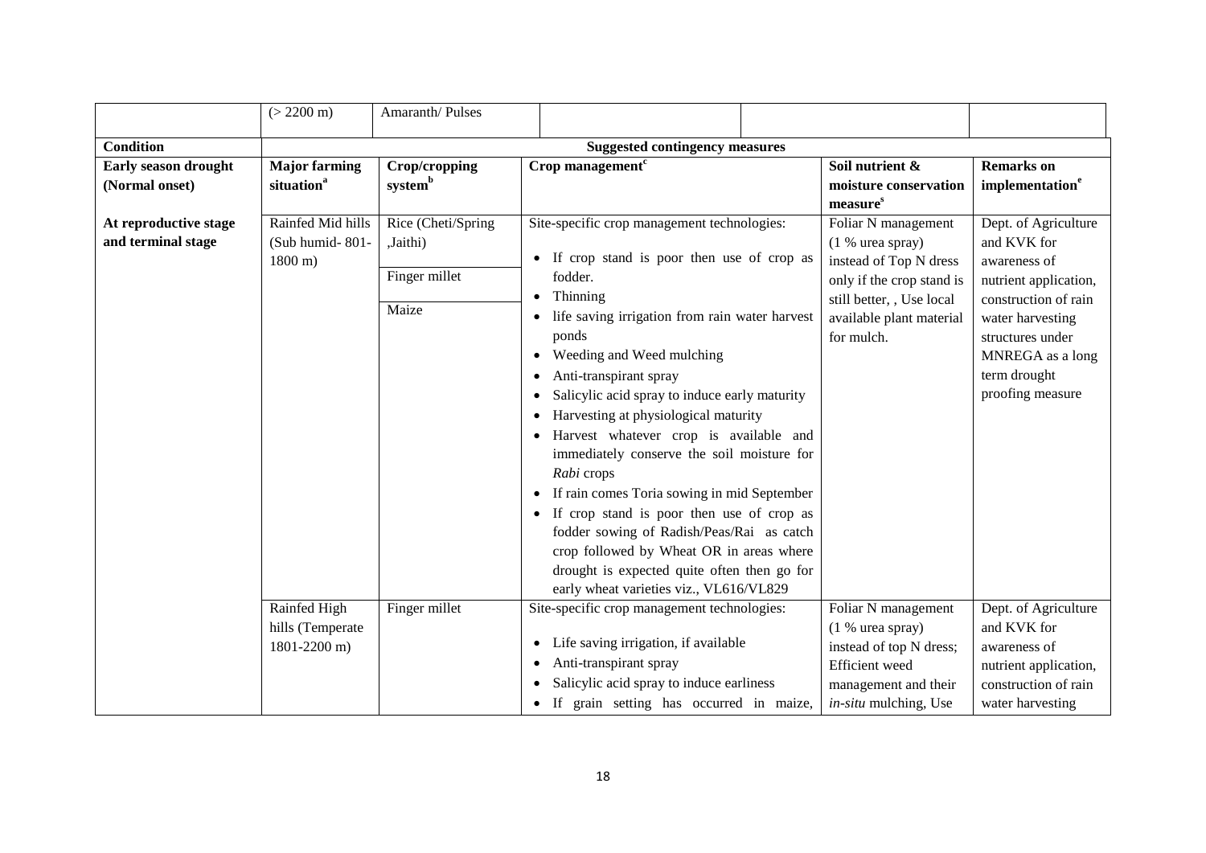|  | (> 2200 m) | Amaranth/ Pulses |  |  |  |
|---|---|---|---|---|---|
| **Condition** | **Suggested contingency measures** | | | | |
| **Early season drought (Normal onset)** | **Major farming situation[a]** | **Crop/cropping system[b]** | **Crop management[c]** | **Soil nutrient & moisture conservation measure[s]** | **Remarks on implementation[e]** |
| **At reproductive stage and terminal stage** | Rainfed Mid hills (Sub humid- 801-1800 m) | Rice (Cheti/Spring ,Jaithi)<br><br>Finger millet<br><br>Maize | Site-specific crop management technologies:<br>• If crop stand is poor then use of crop as fodder.<br>• Thinning<br>• life saving irrigation from rain water harvest ponds<br>• Weeding and Weed mulching<br>• Anti-transpirant spray<br>• Salicylic acid spray to induce early maturity<br>• Harvesting at physiological maturity<br>• Harvest whatever crop is available and immediately conserve the soil moisture for *Rabi* crops<br>• If rain comes Toria sowing in mid September<br>• If crop stand is poor then use of crop as fodder sowing of Radish/Peas/Rai as catch crop followed by Wheat OR in areas where drought is expected quite often then go for early wheat varieties viz., VL616/VL829 | Foliar N management (1 % urea spray) instead of Top N dress only if the crop stand is still better, , Use local available plant material for mulch. | Dept. of Agriculture and KVK for awareness of nutrient application, construction of rain water harvesting structures under MNREGA as a long term drought proofing measure |
|  | Rainfed High hills (Temperate 1801-2200 m) | Finger millet | Site-specific crop management technologies:<br>• Life saving irrigation, if available<br>• Anti-transpirant spray<br>• Salicylic acid spray to induce earliness<br>• If grain setting has occurred in maize, | Foliar N management (1 % urea spray) instead of top N dress; Efficient weed management and their *in-situ* mulching, Use | Dept. of Agriculture and KVK for awareness of nutrient application, construction of rain water harvesting |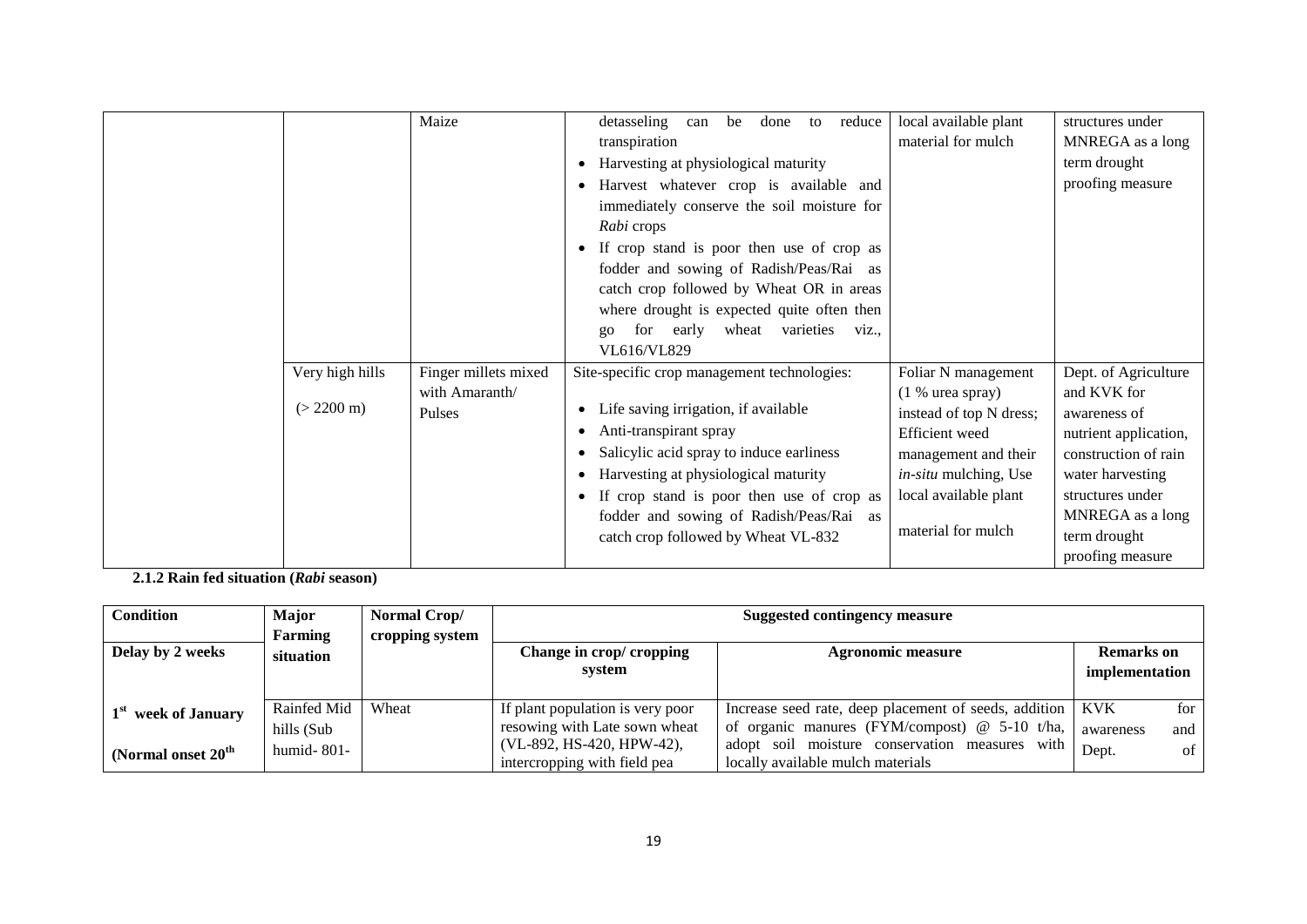| | | | | | |
|---|---|---|---|---|---|
| | | Maize | detasseling can be done to reduce transpiration<br>• Harvesting at physiological maturity<br>• Harvest whatever crop is available and immediately conserve the soil moisture for *Rabi* crops<br>• If crop stand is poor then use of crop as fodder and sowing of Radish/Peas/Rai as catch crop followed by Wheat OR in areas where drought is expected quite often then go for early wheat varieties viz., VL616/VL829 | local available plant material for mulch | structures under MNREGA as a long term drought proofing measure |
| | Very high hills (> 2200 m) | Finger millets mixed with Amaranth/ Pulses | Site-specific crop management technologies:<br>• Life saving irrigation, if available<br>• Anti-transpirant spray<br>• Salicylic acid spray to induce earliness<br>• Harvesting at physiological maturity<br>• If crop stand is poor then use of crop as fodder and sowing of Radish/Peas/Rai as catch crop followed by Wheat VL-832 | Foliar N management (1 % urea spray) instead of top N dress; Efficient weed management and their *in-situ* mulching, Use local available plant material for mulch | Dept. of Agriculture and KVK for awareness of nutrient application, construction of rain water harvesting structures under MNREGA as a long term drought proofing measure |

**2.1.2 Rain fed situation (*Rabi* season)**

| Condition | Major Farming situation | Normal Crop/ cropping system | Suggested contingency measure | | |
|---|---|---|---|---|---|
| Delay by 2 weeks | | | Change in crop/ cropping system | Agronomic measure | Remarks on implementation |
| 1st week of January<br>(Normal onset 20th | Rainfed Mid hills (Sub humid- 801- | Wheat | If plant population is very poor resowing with Late sown wheat (VL-892, HS-420, HPW-42), intercropping with field pea | Increase seed rate, deep placement of seeds, addition of organic manures (FYM/compost) @ 5-10 t/ha, adopt soil moisture conservation measures with locally available mulch materials | KVK for awareness and Dept. of |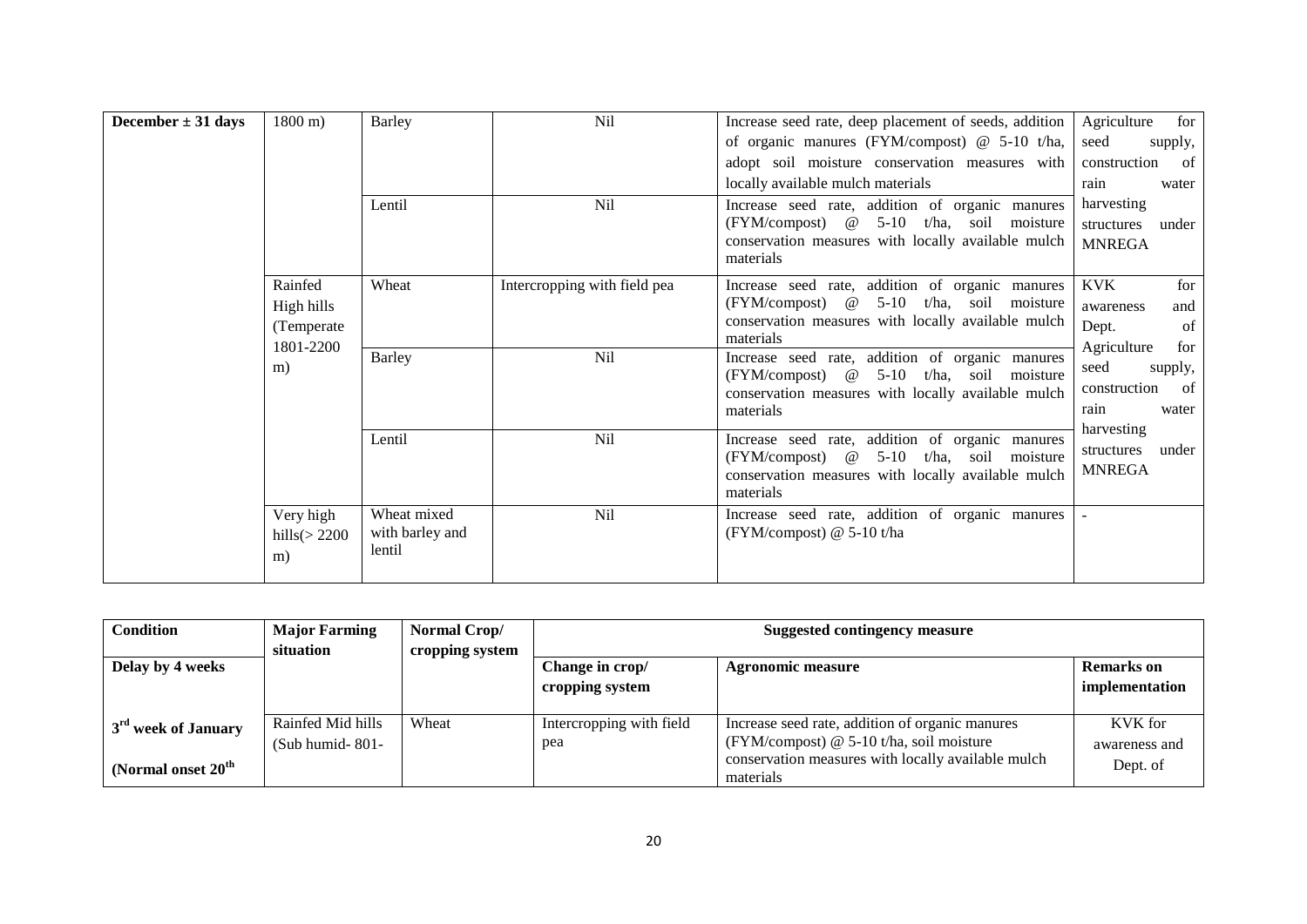| December ± 31 days | 1800 m) | Barley | Nil | Increase seed rate, deep placement of seeds, addition of organic manures (FYM/compost) @ 5-10 t/ha, adopt soil moisture conservation measures with locally available mulch materials | Agriculture for seed supply, construction of rain water harvesting structures under MNREGA |
|---|---|---|---|---|---|
| | | Lentil | Nil | Increase seed rate, addition of organic manures (FYM/compost) @ 5-10 t/ha, soil moisture conservation measures with locally available mulch materials | |
| | Rainfed High hills (Temperate 1801-2200 m) | Wheat | Intercropping with field pea | Increase seed rate, addition of organic manures (FYM/compost) @ 5-10 t/ha, soil moisture conservation measures with locally available mulch materials | KVK for awareness and Dept. of Agriculture for seed supply, construction of rain water harvesting structures under MNREGA |
| | | Barley | Nil | Increase seed rate, addition of organic manures (FYM/compost) @ 5-10 t/ha, soil moisture conservation measures with locally available mulch materials | |
| | | Lentil | Nil | Increase seed rate, addition of organic manures (FYM/compost) @ 5-10 t/ha, soil moisture conservation measures with locally available mulch materials | |
| | Very high hills(> 2200 m) | Wheat mixed with barley and lentil | Nil | Increase seed rate, addition of organic manures (FYM/compost) @ 5-10 t/ha | - |

| Condition | Major Farming situation | Normal Crop/ cropping system | Suggested contingency measure | | |
|---|---|---|---|---|---|
| Delay by 4 weeks | | | Change in crop/ cropping system | Agronomic measure | Remarks on implementation |
| 3rd week of January (Normal onset 20th | Rainfed Mid hills (Sub humid- 801- | Wheat | Intercropping with field pea | Increase seed rate, addition of organic manures (FYM/compost) @ 5-10 t/ha, soil moisture conservation measures with locally available mulch materials | KVK for awareness and Dept. of |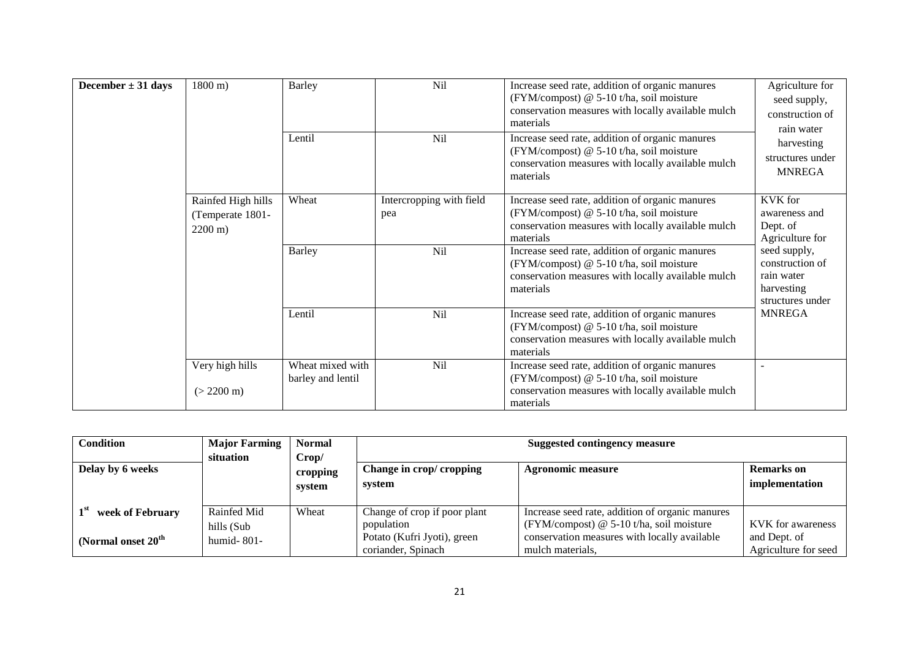| December ± 31 days | 1800 m) | Barley | Nil | Increase seed rate, addition of organic manures (FYM/compost) @ 5-10 t/ha, soil moisture conservation measures with locally available mulch materials | Agriculture for seed supply, construction of rain water harvesting structures under MNREGA |
|---|---|---|---|---|---|
| | | Lentil | Nil | Increase seed rate, addition of organic manures (FYM/compost) @ 5-10 t/ha, soil moisture conservation measures with locally available mulch materials | |
| | Rainfed High hills (Temperate 1801-2200 m) | Wheat | Intercropping with field pea | Increase seed rate, addition of organic manures (FYM/compost) @ 5-10 t/ha, soil moisture conservation measures with locally available mulch materials | KVK for awareness and Dept. of Agriculture for seed supply, construction of rain water harvesting structures under MNREGA |
| | | Barley | Nil | Increase seed rate, addition of organic manures (FYM/compost) @ 5-10 t/ha, soil moisture conservation measures with locally available mulch materials | |
| | | Lentil | Nil | Increase seed rate, addition of organic manures (FYM/compost) @ 5-10 t/ha, soil moisture conservation measures with locally available mulch materials | |
| | Very high hills (> 2200 m) | Wheat mixed with barley and lentil | Nil | Increase seed rate, addition of organic manures (FYM/compost) @ 5-10 t/ha, soil moisture conservation measures with locally available mulch materials | - |

| Condition | Major Farming situation | Normal Crop/ cropping system | Suggested contingency measure | | |
|---|---|---|---|---|---|
| Delay by 6 weeks | | | Change in crop/ cropping system | Agronomic measure | Remarks on implementation |
| 1st week of February (Normal onset 20th | Rainfed Mid hills (Sub humid- 801- | Wheat | Change of crop if poor plant population Potato (Kufri Jyoti), green coriander, Spinach | Increase seed rate, addition of organic manures (FYM/compost) @ 5-10 t/ha, soil moisture conservation measures with locally available mulch materials, | KVK for awareness and Dept. of Agriculture for seed |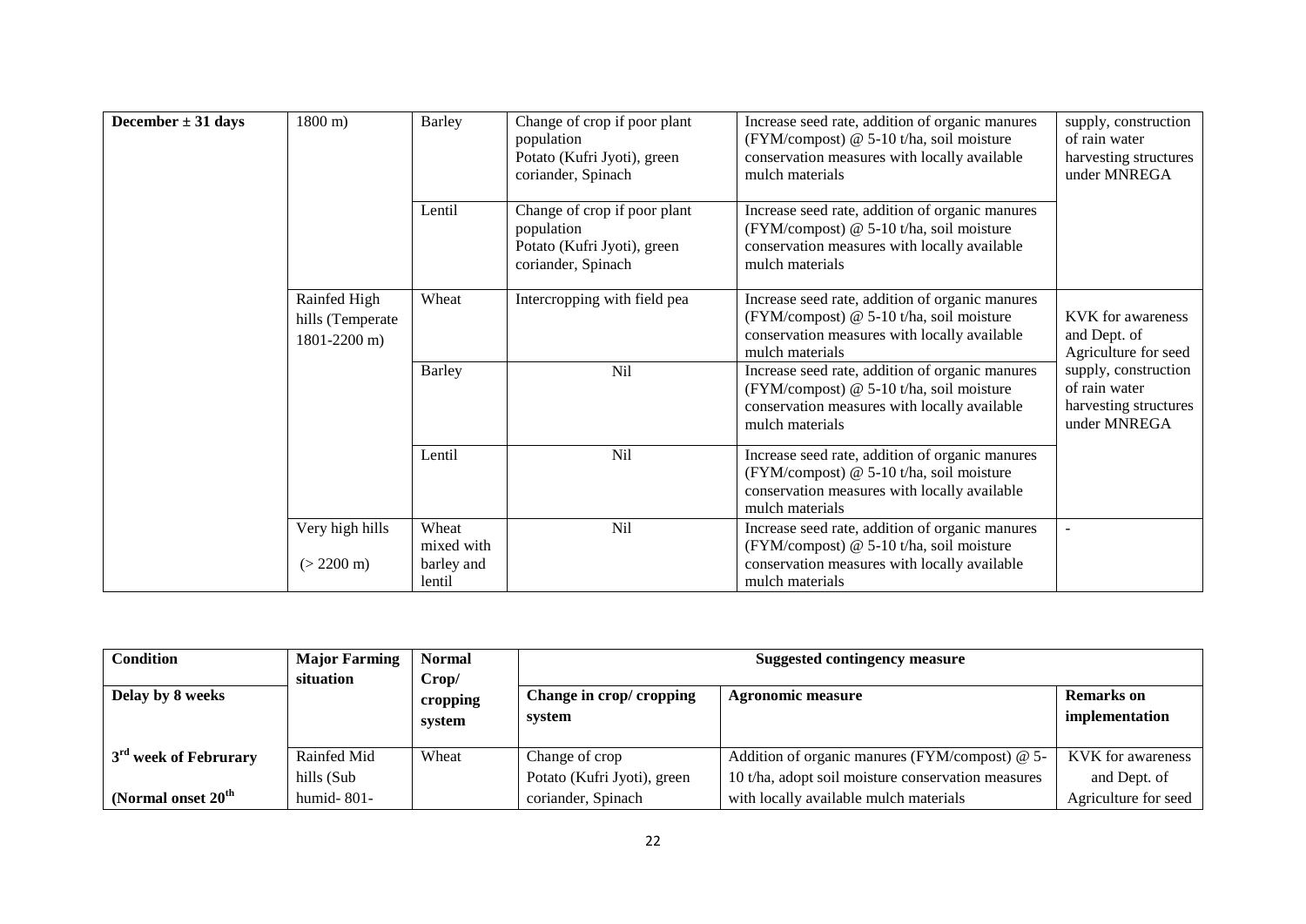| December ± 31 days | 1800 m) | Barley | Change of crop if poor plant population Potato (Kufri Jyoti), green coriander, Spinach | Increase seed rate, addition of organic manures (FYM/compost) @ 5-10 t/ha, soil moisture conservation measures with locally available mulch materials | supply, construction of rain water harvesting structures under MNREGA |
|---|---|---|---|---|---|
| | | Lentil | Change of crop if poor plant population Potato (Kufri Jyoti), green coriander, Spinach | Increase seed rate, addition of organic manures (FYM/compost) @ 5-10 t/ha, soil moisture conservation measures with locally available mulch materials | |
| | Rainfed High hills (Temperate 1801-2200 m) | Wheat | Intercropping with field pea | Increase seed rate, addition of organic manures (FYM/compost) @ 5-10 t/ha, soil moisture conservation measures with locally available mulch materials | KVK for awareness and Dept. of Agriculture for seed supply, construction of rain water harvesting structures under MNREGA |
| | | Barley | Nil | Increase seed rate, addition of organic manures (FYM/compost) @ 5-10 t/ha, soil moisture conservation measures with locally available mulch materials | |
| | | Lentil | Nil | Increase seed rate, addition of organic manures (FYM/compost) @ 5-10 t/ha, soil moisture conservation measures with locally available mulch materials | |
| | Very high hills (> 2200 m) | Wheat mixed with barley and lentil | Nil | Increase seed rate, addition of organic manures (FYM/compost) @ 5-10 t/ha, soil moisture conservation measures with locally available mulch materials | - |

| Condition | Major Farming situation | Normal Crop/ cropping system | Suggested contingency measure | | |
|---|---|---|---|---|---|
| **Delay by 8 weeks** | | | **Change in crop/ cropping system** | **Agronomic measure** | **Remarks on implementation** |
| **3rd week of Februrary (Normal onset 20th** | Rainfed Mid hills (Sub humid- 801- | Wheat | Change of crop Potato (Kufri Jyoti), green coriander, Spinach | Addition of organic manures (FYM/compost) @ 5-10 t/ha, adopt soil moisture conservation measures with locally available mulch materials | KVK for awareness and Dept. of Agriculture for seed |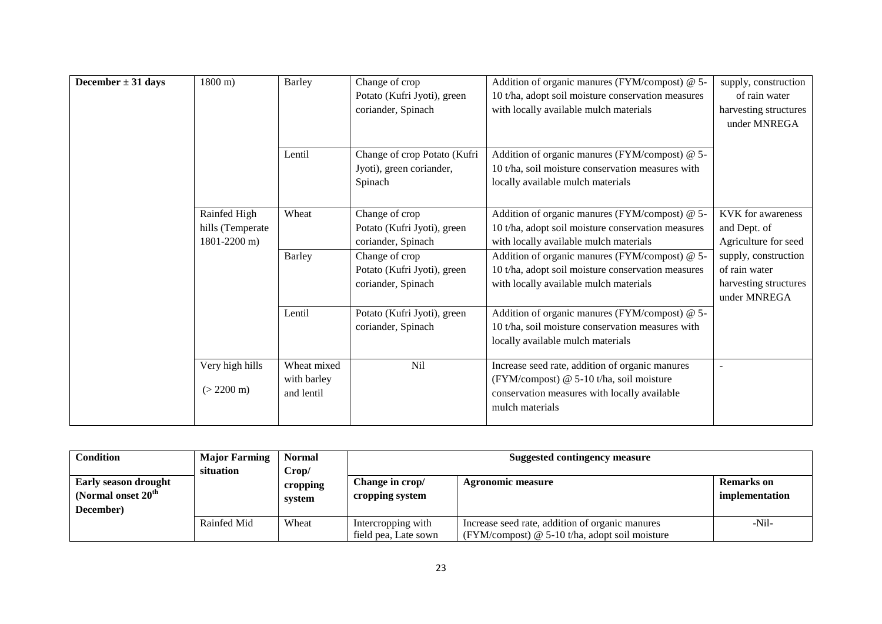| December ± 31 days | 1800 m) | Barley | Change of crop Potato (Kufri Jyoti), green coriander, Spinach | Addition of organic manures (FYM/compost) @ 5-10 t/ha, adopt soil moisture conservation measures with locally available mulch materials | supply, construction of rain water harvesting structures under MNREGA |
|---|---|---|---|---|---|
| | | Lentil | Change of crop Potato (Kufri Jyoti), green coriander, Spinach | Addition of organic manures (FYM/compost) @ 5-10 t/ha, soil moisture conservation measures with locally available mulch materials | |
| | Rainfed High hills (Temperate 1801-2200 m) | Wheat | Change of crop Potato (Kufri Jyoti), green coriander, Spinach | Addition of organic manures (FYM/compost) @ 5-10 t/ha, adopt soil moisture conservation measures with locally available mulch materials | KVK for awareness and Dept. of Agriculture for seed supply, construction of rain water harvesting structures under MNREGA |
| | | Barley | Change of crop Potato (Kufri Jyoti), green coriander, Spinach | Addition of organic manures (FYM/compost) @ 5-10 t/ha, adopt soil moisture conservation measures with locally available mulch materials | |
| | | Lentil | Potato (Kufri Jyoti), green coriander, Spinach | Addition of organic manures (FYM/compost) @ 5-10 t/ha, soil moisture conservation measures with locally available mulch materials | |
| | Very high hills (> 2200 m) | Wheat mixed with barley and lentil | Nil | Increase seed rate, addition of organic manures (FYM/compost) @ 5-10 t/ha, soil moisture conservation measures with locally available mulch materials | - |

| Condition | Major Farming situation | Normal Crop/ cropping system | Suggested contingency measure | | |
|---|---|---|---|---|---|
| **Early season drought (Normal onset 20th December)** | | | **Change in crop/ cropping system** | **Agronomic measure** | **Remarks on implementation** |
| | Rainfed Mid | Wheat | Intercropping with field pea, Late sown | Increase seed rate, addition of organic manures (FYM/compost) @ 5-10 t/ha, adopt soil moisture | -Nil- |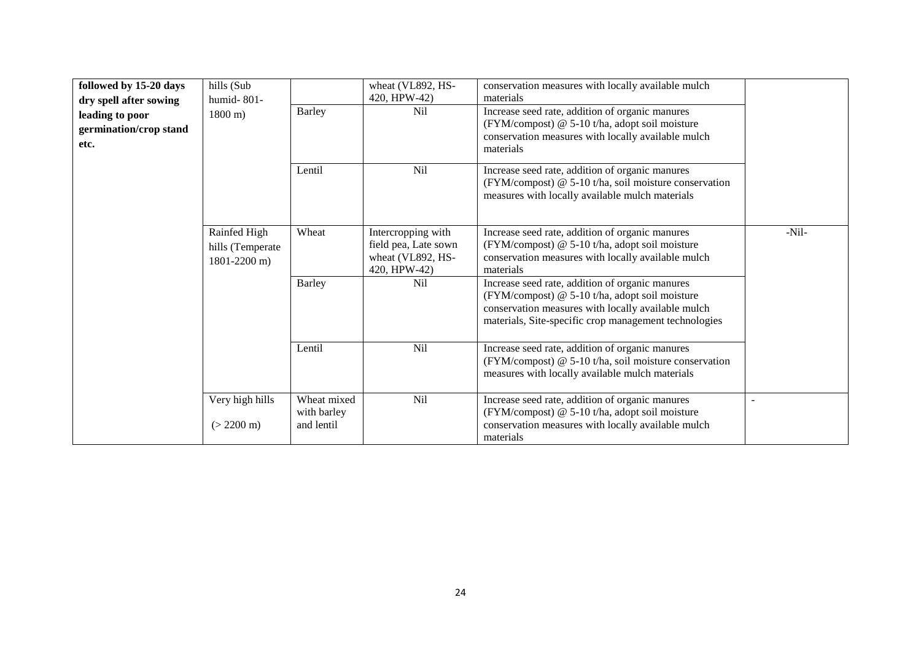| | | | | | |
|---|---|---|---|---|---|
| **followed by 15-20 days dry spell after sowing leading to poor germination/crop stand etc.** | hills (Sub humid- 801-1800 m) | | wheat (VL892, HS-420, HPW-42) | conservation measures with locally available mulch materials | |
| | | Barley | Nil | Increase seed rate, addition of organic manures (FYM/compost) @ 5-10 t/ha, adopt soil moisture conservation measures with locally available mulch materials | |
| | | Lentil | Nil | Increase seed rate, addition of organic manures (FYM/compost) @ 5-10 t/ha, soil moisture conservation measures with locally available mulch materials | |
| | Rainfed High hills (Temperate 1801-2200 m) | Wheat | Intercropping with field pea, Late sown wheat (VL892, HS-420, HPW-42) | Increase seed rate, addition of organic manures (FYM/compost) @ 5-10 t/ha, adopt soil moisture conservation measures with locally available mulch materials | -Nil- |
| | | Barley | Nil | Increase seed rate, addition of organic manures (FYM/compost) @ 5-10 t/ha, adopt soil moisture conservation measures with locally available mulch materials, Site-specific crop management technologies | |
| | | Lentil | Nil | Increase seed rate, addition of organic manures (FYM/compost) @ 5-10 t/ha, soil moisture conservation measures with locally available mulch materials | |
| | Very high hills (> 2200 m) | Wheat mixed with barley and lentil | Nil | Increase seed rate, addition of organic manures (FYM/compost) @ 5-10 t/ha, adopt soil moisture conservation measures with locally available mulch materials | - |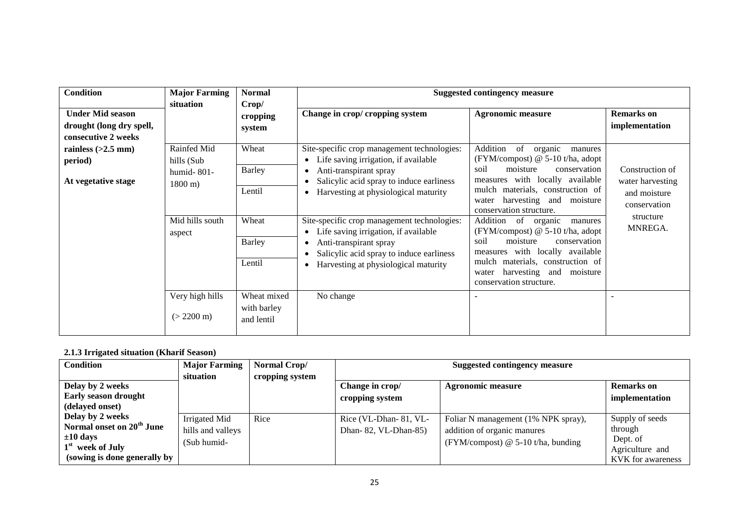| Condition | Major Farming situation | Normal Crop/ cropping system | Suggested contingency measure | | |
|---|---|---|---|---|---|
| | | | Change in crop/ cropping system | Agronomic measure | Remarks on implementation |
| **Under Mid season drought (long dry spell, consecutive 2 weeks rainless (>2.5 mm) period)**<br><br>**At vegetative stage** | Rainfed Mid hills (Sub humid- 801-1800 m) | Wheat<br>Barley<br>Lentil | Site-specific crop management technologies:<br>• Life saving irrigation, if available<br>• Anti-transpirant spray<br>• Salicylic acid spray to induce earliness<br>• Harvesting at physiological maturity | Addition of organic manures (FYM/compost) @ 5-10 t/ha, adopt soil moisture conservation measures with locally available mulch materials, construction of water harvesting and moisture conservation structure. | Construction of water harvesting and moisture conservation structure MNREGA. |
| | Mid hills south aspect | Wheat<br>Barley<br>Lentil | Site-specific crop management technologies:<br>• Life saving irrigation, if available<br>• Anti-transpirant spray<br>• Salicylic acid spray to induce earliness<br>• Harvesting at physiological maturity | Addition of organic manures (FYM/compost) @ 5-10 t/ha, adopt soil moisture conservation measures with locally available mulch materials, construction of water harvesting and moisture conservation structure. | |
| | Very high hills (> 2200 m) | Wheat mixed with barley and lentil | No change | - | - |

**2.1.3 Irrigated situation (Kharif Season)**

| Condition | Major Farming situation | Normal Crop/ cropping system | Suggested contingency measure | | |
|---|---|---|---|---|---|
| | | | Change in crop/ cropping system | Agronomic measure | Remarks on implementation |
| **Delay by 2 weeks Early season drought (delayed onset)**<br>**Delay by 2 weeks Normal onset on 20th June ±10 days 1st week of July (sowing is done generally by** | Irrigated Mid hills and valleys (Sub humid- | Rice | Rice (VL-Dhan- 81, VL-Dhan- 82, VL-Dhan-85) | Foliar N management (1% NPK spray), addition of organic manures (FYM/compost) @ 5-10 t/ha, bunding | Supply of seeds through Dept. of Agriculture and KVK for awareness |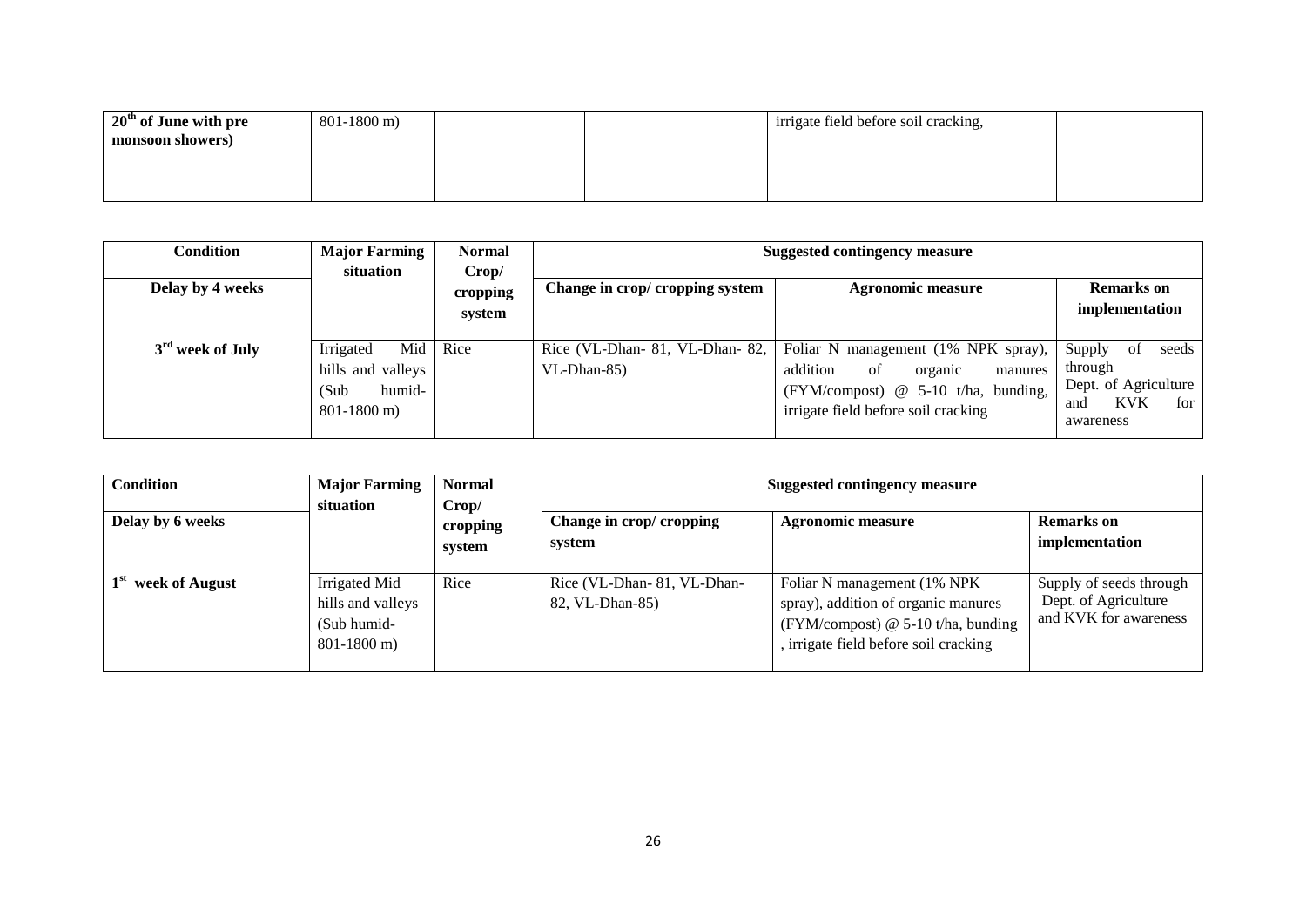| 20th of June with pre monsoon showers) | 801-1800 m) | | | irrigate field before soil cracking, | |
|---|---|---|---|---|---|

| Condition | Major Farming situation | Normal Crop/ cropping system | Suggested contingency measure | | |
|---|---|---|---|---|---|
| Delay by 4 weeks | | | Change in crop/ cropping system | Agronomic measure | Remarks on implementation |
| 3rd week of July | Irrigated Mid hills and valleys (Sub humid- 801-1800 m) | Rice | Rice (VL-Dhan- 81, VL-Dhan- 82, VL-Dhan-85) | Foliar N management (1% NPK spray), addition of organic manures (FYM/compost) @ 5-10 t/ha, bunding, irrigate field before soil cracking | Supply of seeds through Dept. of Agriculture and KVK for awareness |

| Condition | Major Farming situation | Normal Crop/ cropping system | Suggested contingency measure | | |
|---|---|---|---|---|---|
| Delay by 6 weeks | | | Change in crop/ cropping system | Agronomic measure | Remarks on implementation |
| 1st week of August | Irrigated Mid hills and valleys (Sub humid- 801-1800 m) | Rice | Rice (VL-Dhan- 81, VL-Dhan- 82, VL-Dhan-85) | Foliar N management (1% NPK spray), addition of organic manures (FYM/compost) @ 5-10 t/ha, bunding , irrigate field before soil cracking | Supply of seeds through Dept. of Agriculture and KVK for awareness |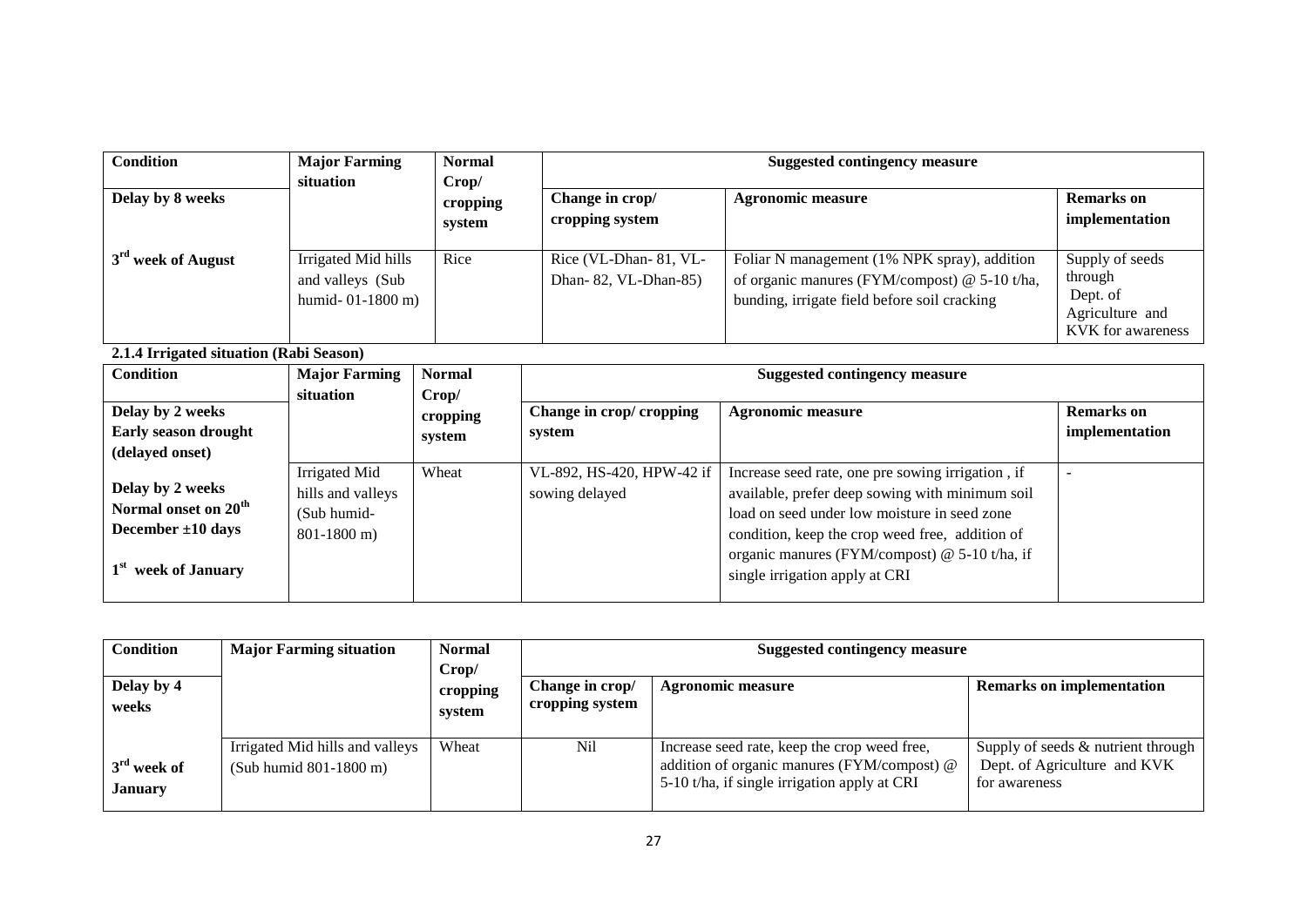| Condition | Major Farming situation | Normal Crop/ cropping system | Suggested contingency measure | | |
|---|---|---|---|---|---|
| Delay by 8 weeks | | | Change in crop/ cropping system | Agronomic measure | Remarks on implementation |
| 3rd week of August | Irrigated Mid hills and valleys (Sub humid- 01-1800 m) | Rice | Rice (VL-Dhan- 81, VL-Dhan- 82, VL-Dhan-85) | Foliar N management (1% NPK spray), addition of organic manures (FYM/compost) @ 5-10 t/ha, bunding, irrigate field before soil cracking | Supply of seeds through Dept. of Agriculture and KVK for awareness |

**2.1.4 Irrigated situation (Rabi Season)**

| Condition | Major Farming situation | Normal Crop/ cropping system | Suggested contingency measure | | |
|---|---|---|---|---|---|
| Delay by 2 weeks Early season drought (delayed onset) | | | Change in crop/ cropping system | Agronomic measure | Remarks on implementation |
| Delay by 2 weeks Normal onset on 20th December ±10 days<br><br>1st week of January | Irrigated Mid hills and valleys (Sub humid- 801-1800 m) | Wheat | VL-892, HS-420, HPW-42 if sowing delayed | Increase seed rate, one pre sowing irrigation , if available, prefer deep sowing with minimum soil load on seed under low moisture in seed zone condition, keep the crop weed free, addition of organic manures (FYM/compost) @ 5-10 t/ha, if single irrigation apply at CRI | - |

| Condition | Major Farming situation | Normal Crop/ cropping system | Suggested contingency measure | | |
|---|---|---|---|---|---|
| Delay by 4 weeks | | | Change in crop/ cropping system | Agronomic measure | Remarks on implementation |
| 3rd week of January | Irrigated Mid hills and valleys (Sub humid 801-1800 m) | Wheat | Nil | Increase seed rate, keep the crop weed free, addition of organic manures (FYM/compost) @ 5-10 t/ha, if single irrigation apply at CRI | Supply of seeds & nutrient through Dept. of Agriculture and KVK for awareness |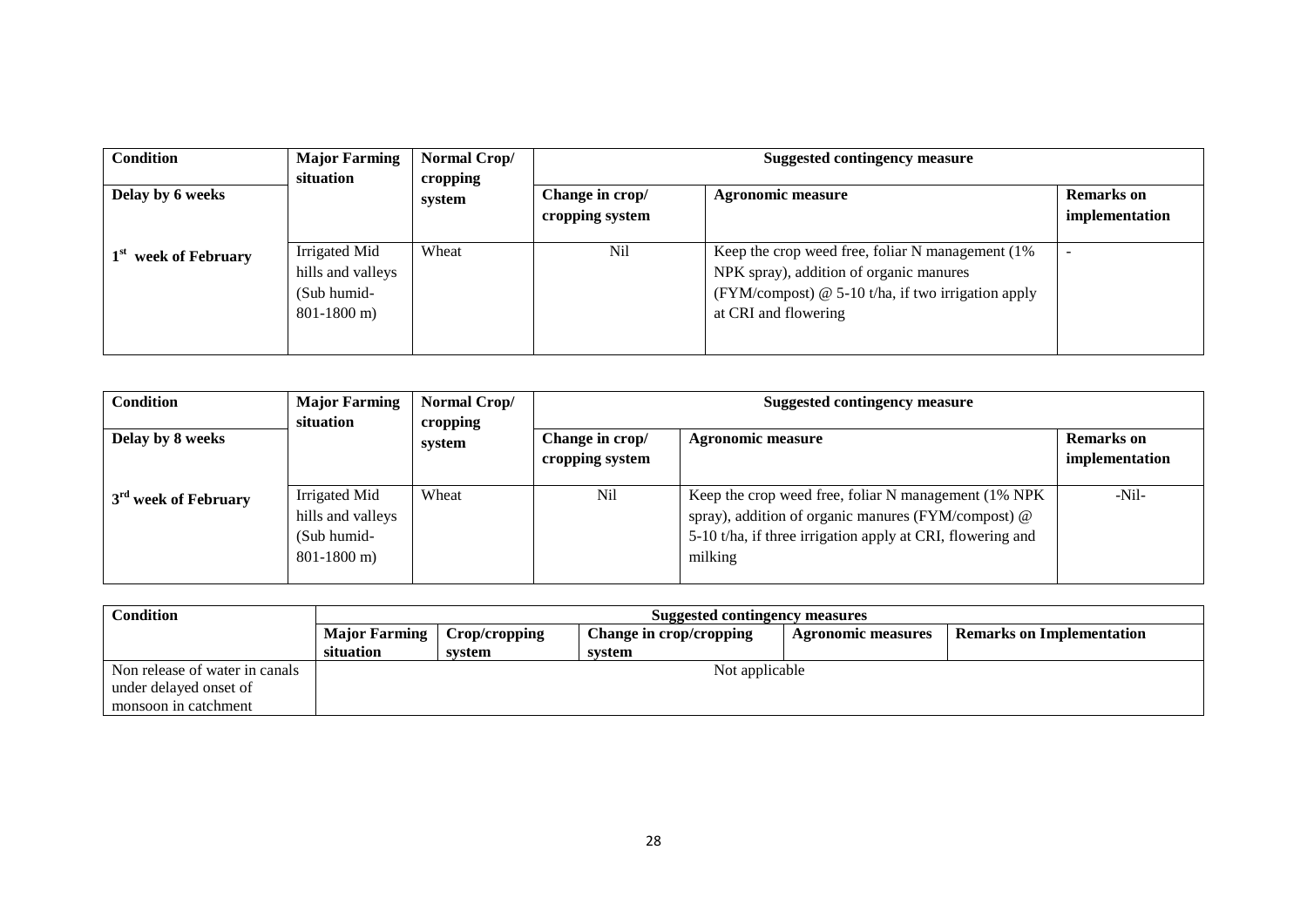| Condition | Major Farming situation | Normal Crop/ cropping system | Suggested contingency measure | | |
|---|---|---|---|---|---|
| Delay by 6 weeks | | | Change in crop/ cropping system | Agronomic measure | Remarks on implementation |
| 1st week of February | Irrigated Mid hills and valleys (Sub humid- 801-1800 m) | Wheat | Nil | Keep the crop weed free, foliar N management (1% NPK spray), addition of organic manures (FYM/compost) @ 5-10 t/ha, if two irrigation apply at CRI and flowering | - |

| Condition | Major Farming situation | Normal Crop/ cropping system | Suggested contingency measure | | |
|---|---|---|---|---|---|
| Delay by 8 weeks | | | Change in crop/ cropping system | Agronomic measure | Remarks on implementation |
| 3rd week of February | Irrigated Mid hills and valleys (Sub humid- 801-1800 m) | Wheat | Nil | Keep the crop weed free, foliar N management (1% NPK spray), addition of organic manures (FYM/compost) @ 5-10 t/ha, if three irrigation apply at CRI, flowering and milking | -Nil- |

| Condition | Suggested contingency measures | | | | |
|---|---|---|---|---|---|
| | Major Farming situation | Crop/cropping system | Change in crop/cropping system | Agronomic measures | Remarks on Implementation |
| Non release of water in canals under delayed onset of monsoon in catchment | Not applicable | | | | |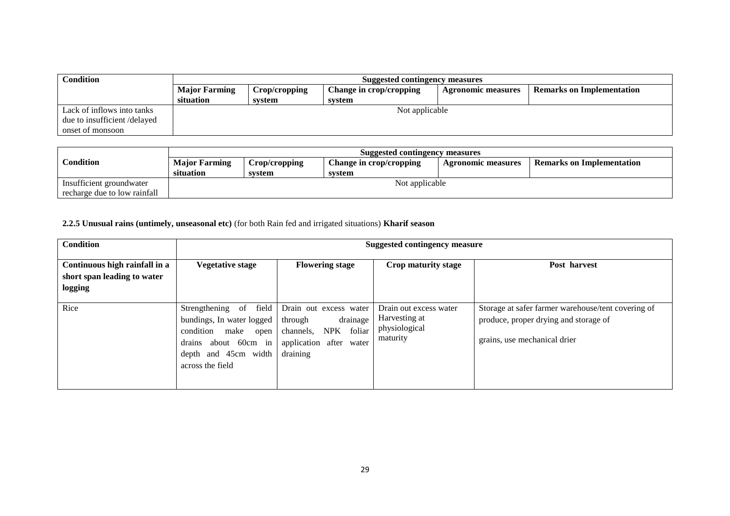| Condition | Suggested contingency measures | | | | |
|---|---|---|---|---|---|
| | Major Farming situation | Crop/cropping system | Change in crop/cropping system | Agronomic measures | Remarks on Implementation |
| Lack of inflows into tanks due to insufficient /delayed onset of monsoon | Not applicable | | | | |

| Condition | Suggested contingency measures | | | | |
|---|---|---|---|---|---|
| | Major Farming situation | Crop/cropping system | Change in crop/cropping system | Agronomic measures | Remarks on Implementation |
| Insufficient groundwater recharge due to low rainfall | Not applicable | | | | |

**2.2.5 Unusual rains (untimely, unseasonal etc)** (for both Rain fed and irrigated situations) **Kharif season**

| Condition | Suggested contingency measure | | | |
|---|---|---|---|---|
| **Continuous high rainfall in a short span leading to water logging** | **Vegetative stage** | **Flowering stage** | **Crop maturity stage** | **Post harvest** |
| Rice | Strengthening of field bundings, In water logged condition make open drains about 60cm in depth and 45cm width across the field | Drain out excess water through drainage channels, NPK foliar application after water draining | Drain out excess water Harvesting at physiological maturity | Storage at safer farmer warehouse/tent covering of produce, proper drying and storage of grains, use mechanical drier |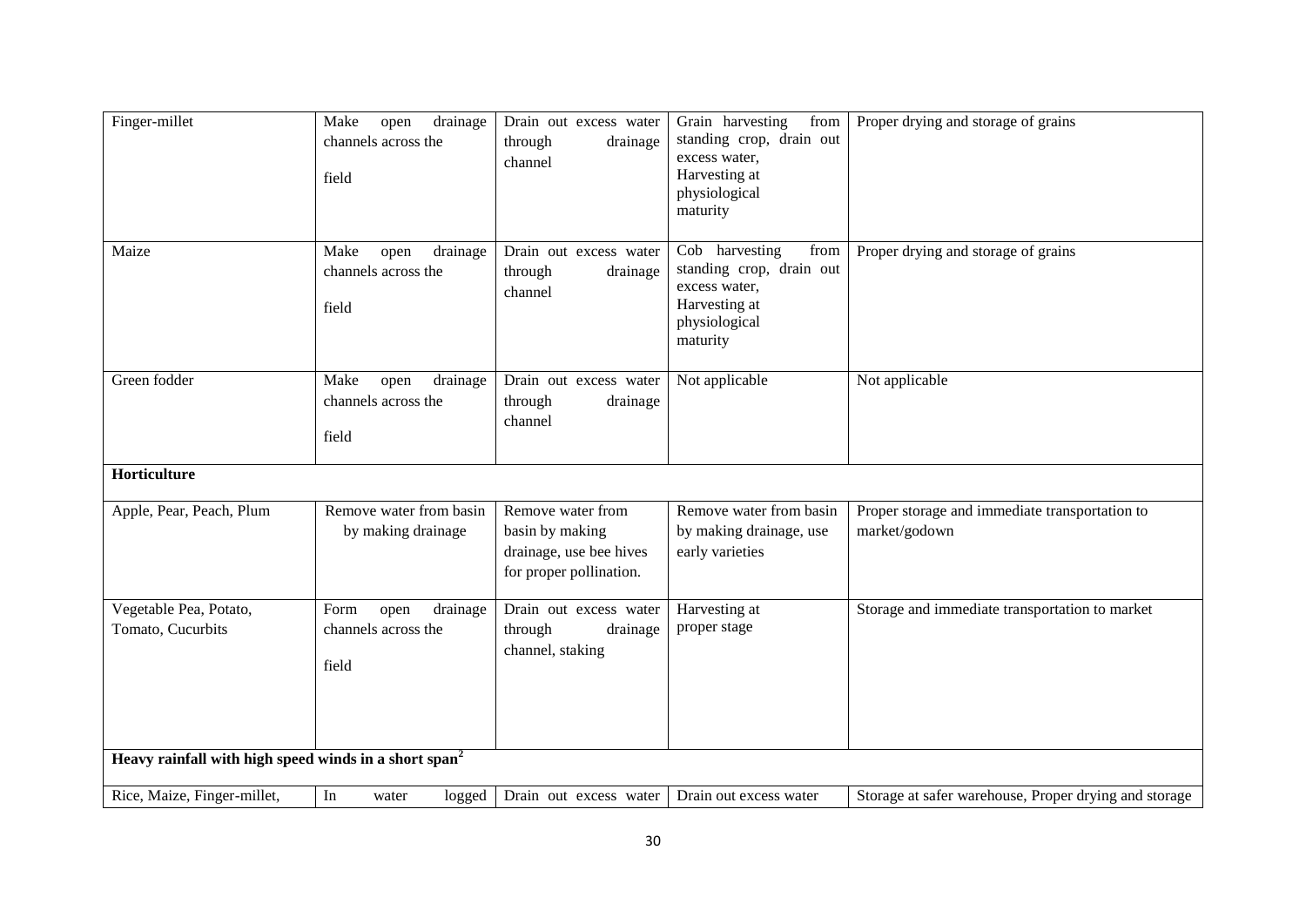| | | | | |
|---|---|---|---|---|
| Finger-millet | Make open drainage channels across the field | Drain out excess water through drainage channel | Grain harvesting from standing crop, drain out excess water, Harvesting at physiological maturity | Proper drying and storage of grains |
| Maize | Make open drainage channels across the field | Drain out excess water through drainage channel | Cob harvesting from standing crop, drain out excess water, Harvesting at physiological maturity | Proper drying and storage of grains |
| Green fodder | Make open drainage channels across the field | Drain out excess water through drainage channel | Not applicable | Not applicable |
| **Horticulture** | | | | |
| Apple, Pear, Peach, Plum | Remove water from basin by making drainage | Remove water from basin by making drainage, use bee hives for proper pollination. | Remove water from basin by making drainage, use early varieties | Proper storage and immediate transportation to market/godown |
| Vegetable Pea, Potato, Tomato, Cucurbits | Form open drainage channels across the field | Drain out excess water through drainage channel, staking | Harvesting at proper stage | Storage and immediate transportation to market |
| **Heavy rainfall with high speed winds in a short span[2]** | | | | |
| Rice, Maize, Finger-millet, | In water logged | Drain out excess water | Drain out excess water | Storage at safer warehouse, Proper drying and storage |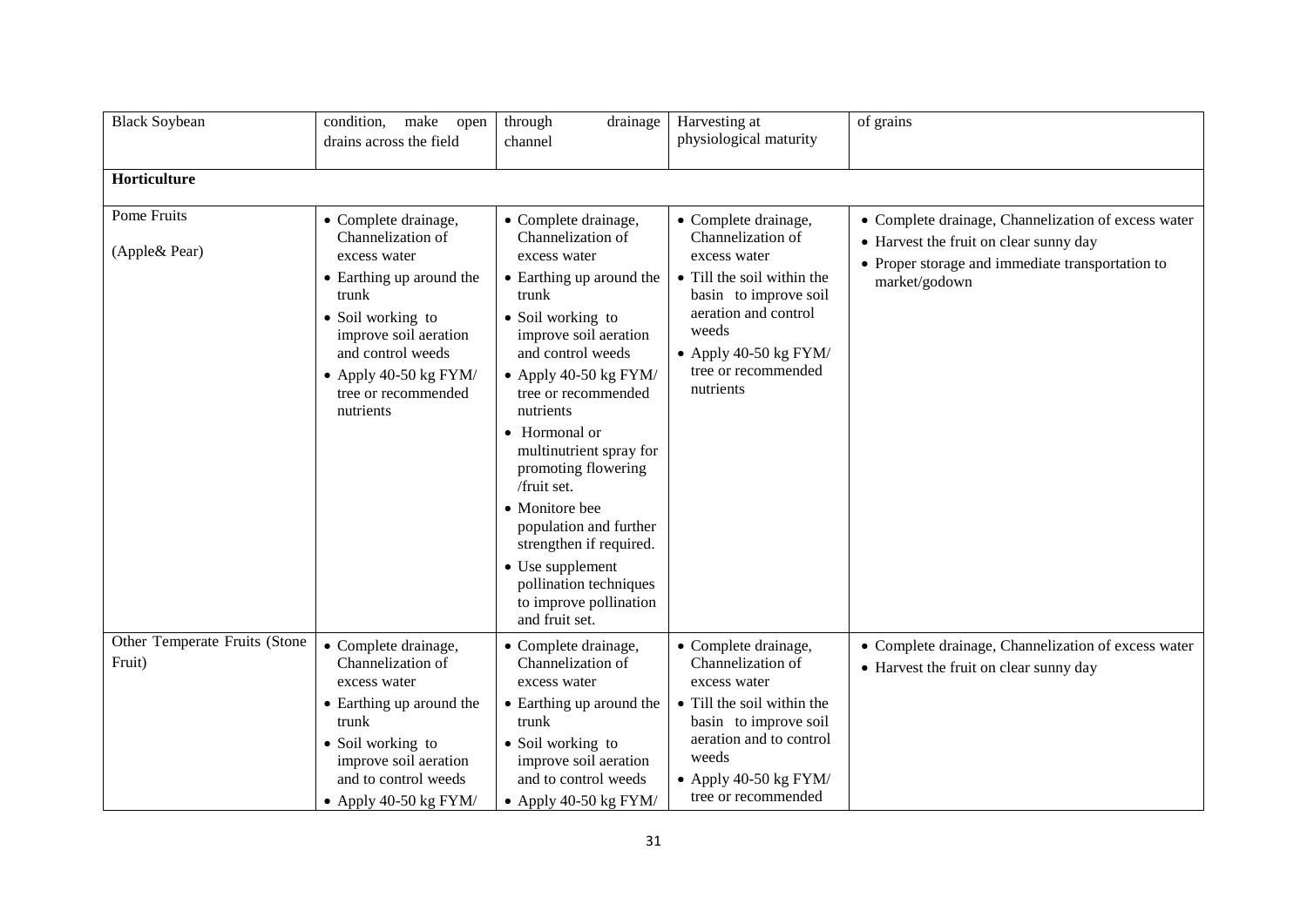| Black Soybean | condition, make open drains across the field | through drainage channel | Harvesting at physiological maturity | of grains |
|---|---|---|---|---|
| **Horticulture** | | | | |
| Pome Fruits (Apple& Pear) | • Complete drainage, Channelization of excess water<br>• Earthing up around the trunk<br>• Soil working to improve soil aeration and control weeds<br>• Apply 40-50 kg FYM/ tree or recommended nutrients | • Complete drainage, Channelization of excess water<br>• Earthing up around the trunk<br>• Soil working to improve soil aeration and control weeds<br>• Apply 40-50 kg FYM/ tree or recommended nutrients<br>• Hormonal or multinutrient spray for promoting flowering /fruit set.<br>• Monitore bee population and further strengthen if required.<br>• Use supplement pollination techniques to improve pollination and fruit set. | • Complete drainage, Channelization of excess water<br>• Till the soil within the basin to improve soil aeration and control weeds<br>• Apply 40-50 kg FYM/ tree or recommended nutrients | • Complete drainage, Channelization of excess water<br>• Harvest the fruit on clear sunny day<br>• Proper storage and immediate transportation to market/godown |
| Other Temperate Fruits (Stone Fruit) | • Complete drainage, Channelization of excess water<br>• Earthing up around the trunk<br>• Soil working to improve soil aeration and to control weeds<br>• Apply 40-50 kg FYM/ | • Complete drainage, Channelization of excess water<br>• Earthing up around the trunk<br>• Soil working to improve soil aeration and to control weeds<br>• Apply 40-50 kg FYM/ | • Complete drainage, Channelization of excess water<br>• Till the soil within the basin to improve soil aeration and to control weeds<br>• Apply 40-50 kg FYM/ tree or recommended | • Complete drainage, Channelization of excess water<br>• Harvest the fruit on clear sunny day |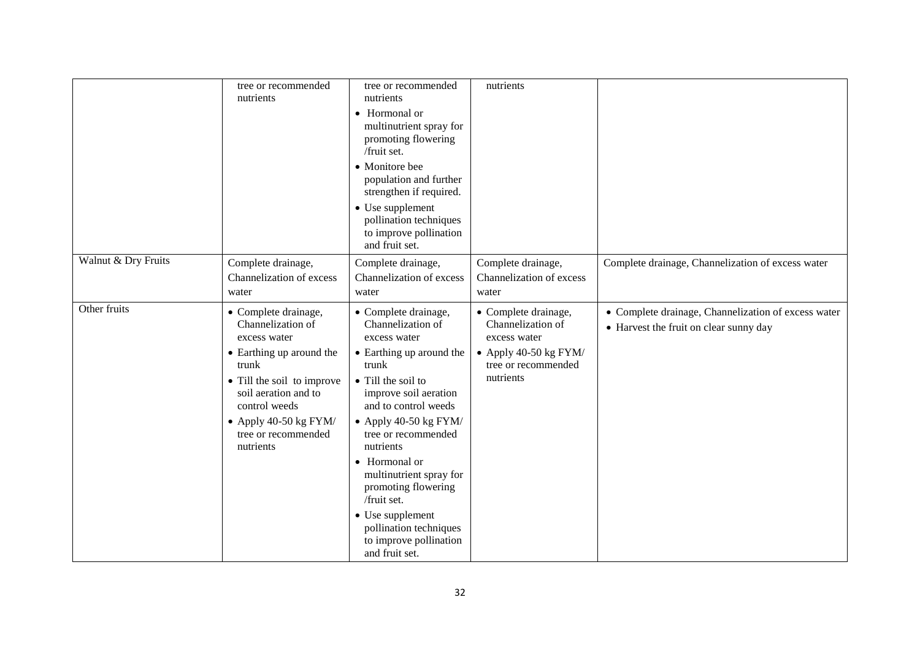|  |  |  |  |  |
|---|---|---|---|---|
|  | tree or recommended nutrients | tree or recommended nutrients<br>• Hormonal or multinutrient spray for promoting flowering /fruit set.<br>• Monitore bee population and further strengthen if required.<br>• Use supplement pollination techniques to improve pollination and fruit set. | nutrients |  |
| Walnut & Dry Fruits | Complete drainage, Channelization of excess water | Complete drainage, Channelization of excess water | Complete drainage, Channelization of excess water | Complete drainage, Channelization of excess water |
| Other fruits | • Complete drainage, Channelization of excess water<br>• Earthing up around the trunk<br>• Till the soil to improve soil aeration and to control weeds<br>• Apply 40-50 kg FYM/ tree or recommended nutrients | • Complete drainage, Channelization of excess water<br>• Earthing up around the trunk<br>• Till the soil to improve soil aeration and to control weeds<br>• Apply 40-50 kg FYM/ tree or recommended nutrients<br>• Hormonal or multinutrient spray for promoting flowering /fruit set.<br>• Use supplement pollination techniques to improve pollination and fruit set. | • Complete drainage, Channelization of excess water<br>• Apply 40-50 kg FYM/ tree or recommended nutrients | • Complete drainage, Channelization of excess water<br>• Harvest the fruit on clear sunny day |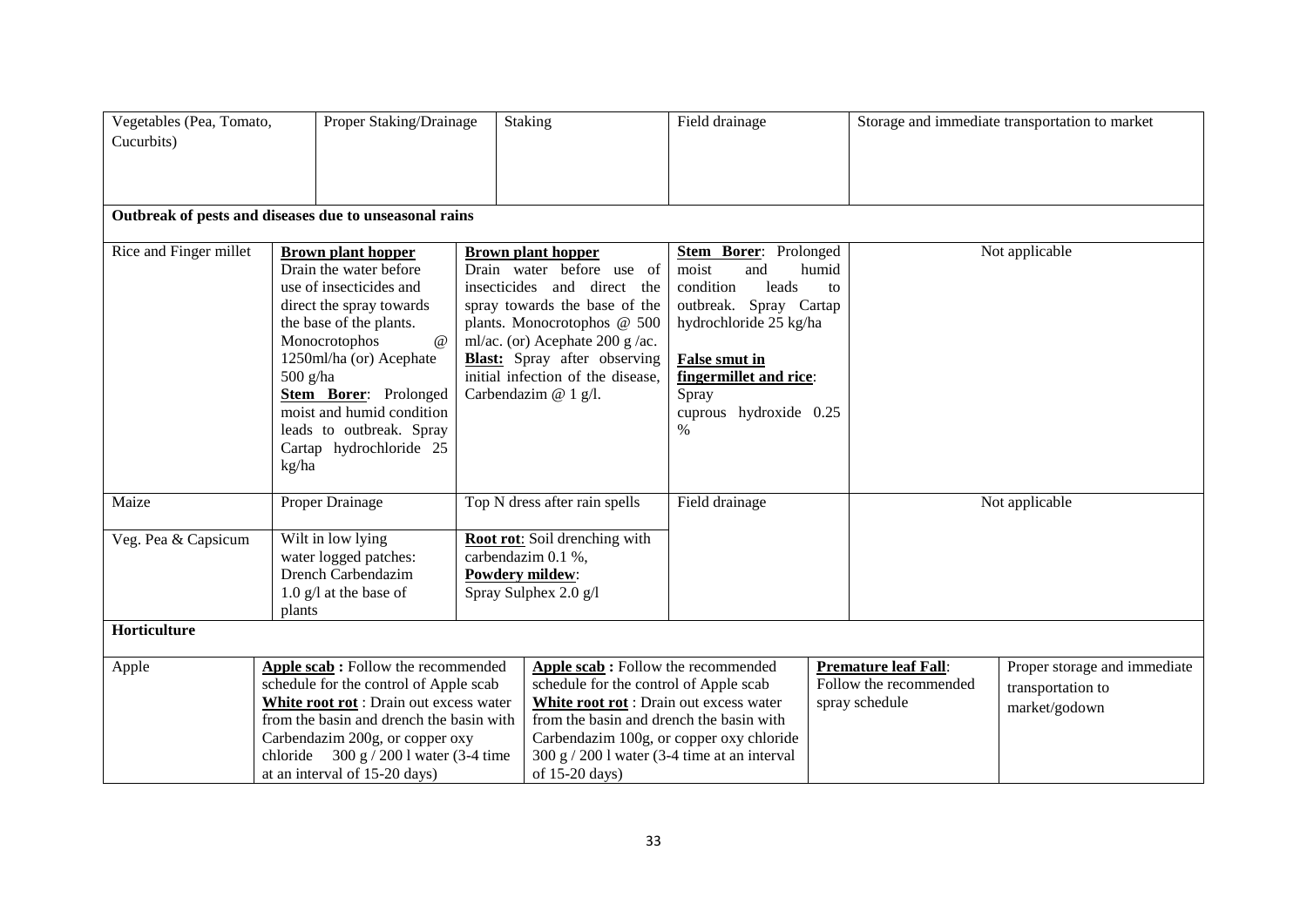| Vegetables (Pea, Tomato, Cucurbits) | Proper Staking/Drainage | Staking | Field drainage | Storage and immediate transportation to market | |
|---|---|---|---|---|---|
| **Outbreak of pests and diseases due to unseasonal rains** | | | | | |
| Rice and Finger millet | **Brown plant hopper** Drain the water before use of insecticides and direct the spray towards the base of the plants. Monocrotophos @ 1250ml/ha (or) Acephate 500 g/ha **Stem Borer**: Prolonged moist and humid condition leads to outbreak. Spray Cartap hydrochloride 25 kg/ha | **Brown plant hopper** Drain water before use of insecticides and direct the spray towards the base of the plants. Monocrotophos @ 500 ml/ac. (or) Acephate 200 g /ac. **Blast:** Spray after observing initial infection of the disease, Carbendazim @ 1 g/l. | **Stem Borer**: Prolonged moist and humid condition leads to outbreak. Spray Cartap hydrochloride 25 kg/ha **False smut in fingermillet and rice**: Spray cuprous hydroxide 0.25 % | Not applicable | |
| Maize | Proper Drainage | Top N dress after rain spells | Field drainage | Not applicable | |
| Veg. Pea & Capsicum | Wilt in low lying water logged patches: Drench Carbendazim 1.0 g/l at the base of plants | **Root rot**: Soil drenching with carbendazim 0.1 %, **Powdery mildew**: Spray Sulphex 2.0 g/l | | | |
| **Horticulture** | | | | | |
| Apple | **Apple scab :** Follow the recommended schedule for the control of Apple scab **White root rot** : Drain out excess water from the basin and drench the basin with Carbendazim 200g, or copper oxy chloride 300 g / 200 l water (3-4 time at an interval of 15-20 days) | **Apple scab :** Follow the recommended schedule for the control of Apple scab **White root rot** : Drain out excess water from the basin and drench the basin with Carbendazim 100g, or copper oxy chloride 300 g / 200 l water (3-4 time at an interval of 15-20 days) | | **Premature leaf Fall**: Follow the recommended spray schedule | Proper storage and immediate transportation to market/godown |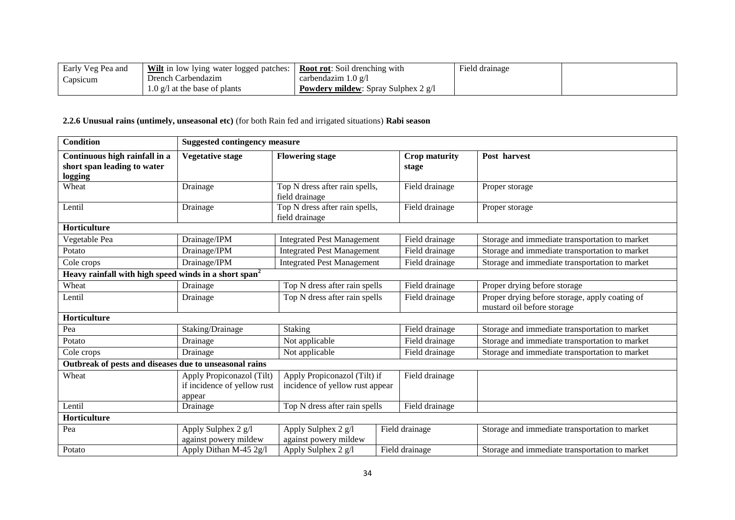| Early Veg Pea and Capsicum | **Wilt** in low lying water logged patches: Drench Carbendazim 1.0 g/l at the base of plants | **Root rot**: Soil drenching with carbendazim 1.0 g/l **Powdery mildew**: Spray Sulphex 2 g/l | Field drainage | |
|---|---|---|---|---|

**2.2.6 Unusual rains (untimely, unseasonal etc)** (for both Rain fed and irrigated situations) **Rabi season**

| **Condition** | **Suggested contingency measure** | | | |
|---|---|---|---|---|
| **Continuous high rainfall in a short span leading to water logging** | **Vegetative stage** | **Flowering stage** | **Crop maturity stage** | **Post harvest** |
| Wheat | Drainage | Top N dress after rain spells, field drainage | Field drainage | Proper storage |
| Lentil | Drainage | Top N dress after rain spells, field drainage | Field drainage | Proper storage |
| **Horticulture** | | | | |
| Vegetable Pea | Drainage/IPM | Integrated Pest Management | Field drainage | Storage and immediate transportation to market |
| Potato | Drainage/IPM | Integrated Pest Management | Field drainage | Storage and immediate transportation to market |
| Cole crops | Drainage/IPM | Integrated Pest Management | Field drainage | Storage and immediate transportation to market |
| **Heavy rainfall with high speed winds in a short span[2]** | | | | |
| Wheat | Drainage | Top N dress after rain spells | Field drainage | Proper drying before storage |
| Lentil | Drainage | Top N dress after rain spells | Field drainage | Proper drying before storage, apply coating of mustard oil before storage |
| **Horticulture** | | | | |
| Pea | Staking/Drainage | Staking | Field drainage | Storage and immediate transportation to market |
| Potato | Drainage | Not applicable | Field drainage | Storage and immediate transportation to market |
| Cole crops | Drainage | Not applicable | Field drainage | Storage and immediate transportation to market |
| **Outbreak of pests and diseases due to unseasonal rains** | | | | |
| Wheat | Apply Propiconazol (Tilt) if incidence of yellow rust appear | Apply Propiconazol (Tilt) if incidence of yellow rust appear | Field drainage | |
| Lentil | Drainage | Top N dress after rain spells | Field drainage | |
| **Horticulture** | | | | |
| Pea | Apply Sulphex 2 g/l against powery mildew | Apply Sulphex 2 g/l against powery mildew | Field drainage | Storage and immediate transportation to market |
| Potato | Apply Dithan M-45 2g/l | Apply Sulphex 2 g/l | Field drainage | Storage and immediate transportation to market |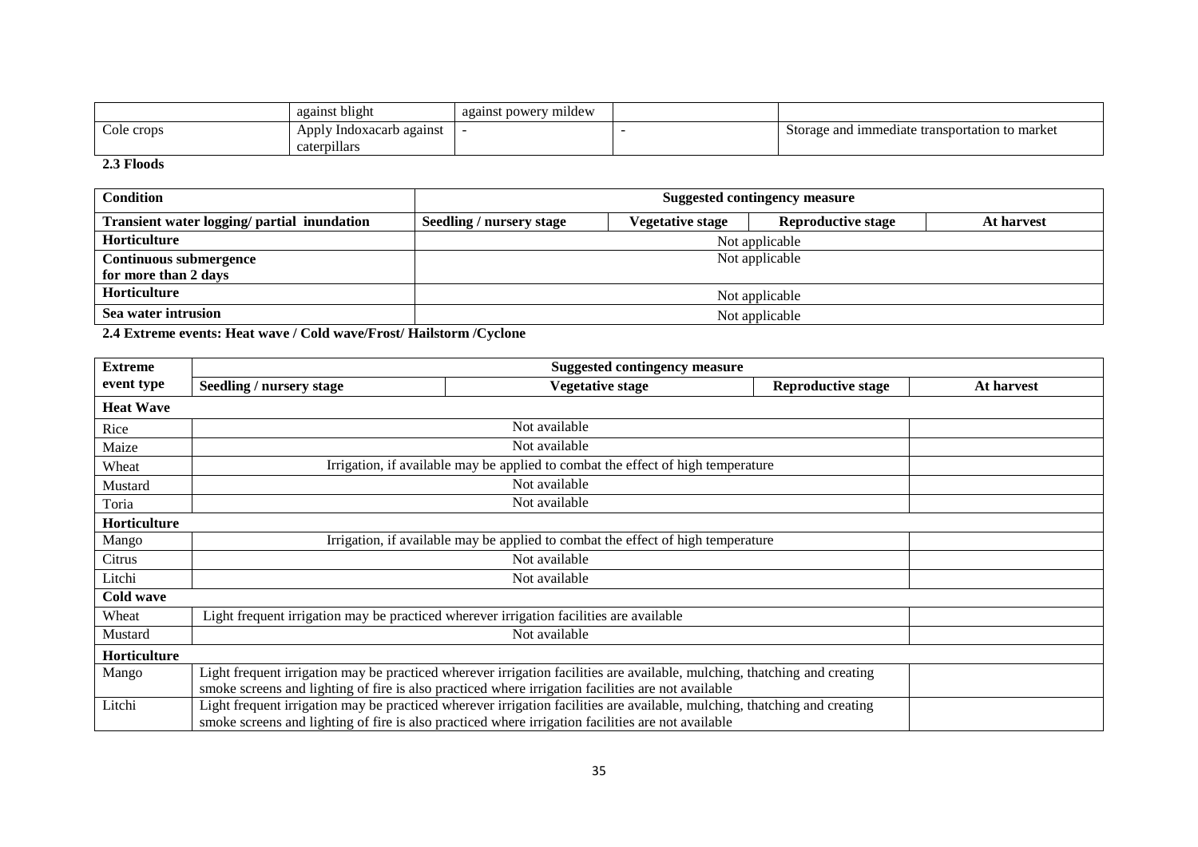| | against blight | against powery mildew | | |
|---|---|---|---|---|
| Cole crops | Apply Indoxacarb against caterpillars | - | - | Storage and immediate transportation to market |

**2.3 Floods**

| Condition | Suggested contingency measure | | | |
|---|---|---|---|---|
| Transient water logging/ partial inundation | Seedling / nursery stage | Vegetative stage | Reproductive stage | At harvest |
| Horticulture | Not applicable | | | |
| Continuous submergence for more than 2 days | Not applicable | | | |
| Horticulture | Not applicable | | | |
| Sea water intrusion | Not applicable | | | |

**2.4 Extreme events: Heat wave / Cold wave/Frost/ Hailstorm /Cyclone**

| Extreme event type | Suggested contingency measure | | | |
|---|---|---|---|---|
| | Seedling / nursery stage | Vegetative stage | Reproductive stage | At harvest |
| **Heat Wave** | | | | |
| Rice | Not available | | | |
| Maize | Not available | | | |
| Wheat | Irrigation, if available may be applied to combat the effect of high temperature | | | |
| Mustard | Not available | | | |
| Toria | Not available | | | |
| **Horticulture** | | | | |
| Mango | Irrigation, if available may be applied to combat the effect of high temperature | | | |
| Citrus | Not available | | | |
| Litchi | Not available | | | |
| **Cold wave** | | | | |
| Wheat | Light frequent irrigation may be practiced wherever irrigation facilities are available | | | |
| Mustard | Not available | | | |
| **Horticulture** | | | | |
| Mango | Light frequent irrigation may be practiced wherever irrigation facilities are available, mulching, thatching and creating smoke screens and lighting of fire is also practiced where irrigation facilities are not available | | | |
| Litchi | Light frequent irrigation may be practiced wherever irrigation facilities are available, mulching, thatching and creating smoke screens and lighting of fire is also practiced where irrigation facilities are not available | | | |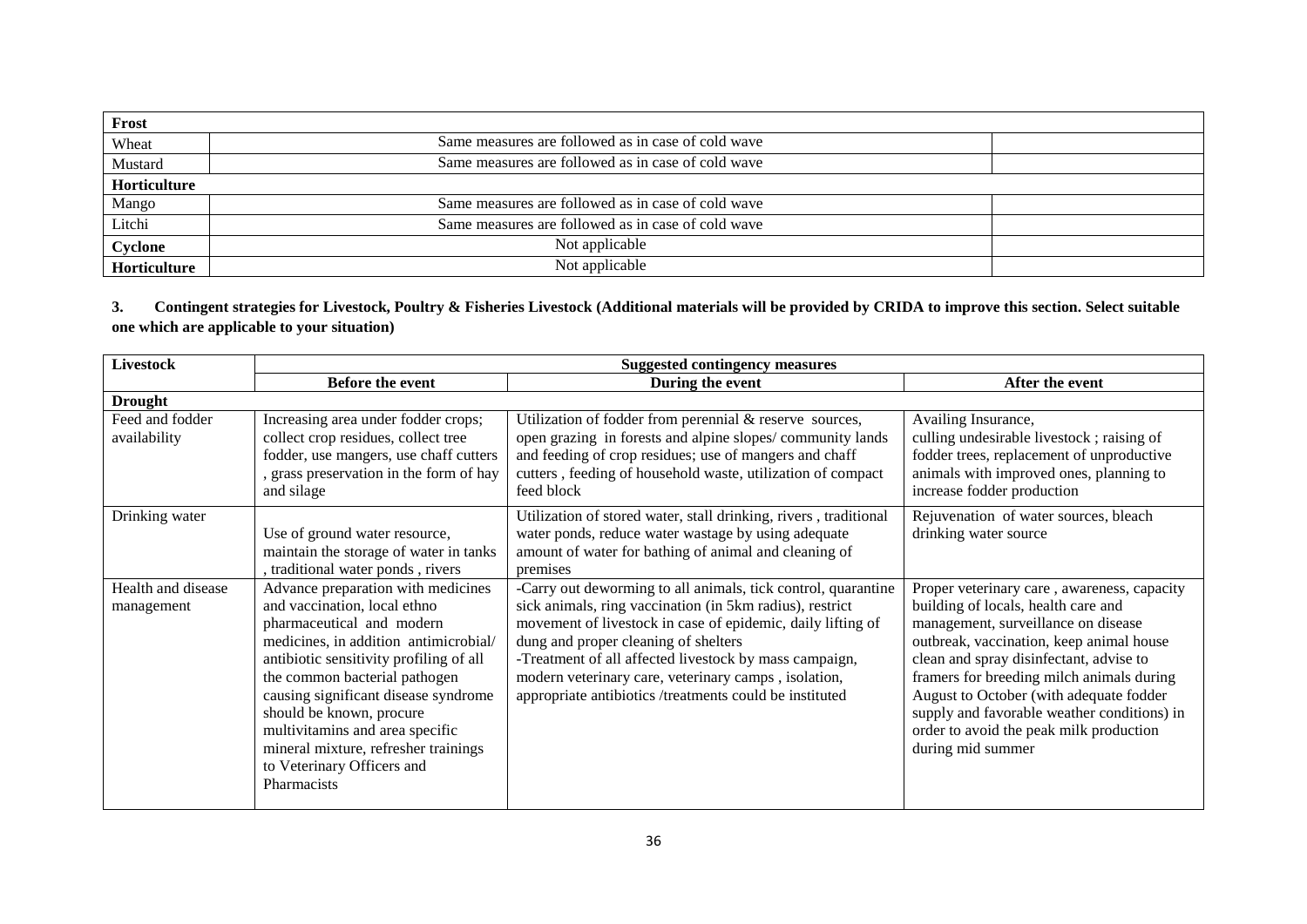| Frost | | |
|---|---|---|
| Wheat | Same measures are followed as in case of cold wave | |
| Mustard | Same measures are followed as in case of cold wave | |
| **Horticulture** | | |
| Mango | Same measures are followed as in case of cold wave | |
| Litchi | Same measures are followed as in case of cold wave | |
| **Cyclone** | Not applicable | |
| **Horticulture** | Not applicable | |

**3. Contingent strategies for Livestock, Poultry & Fisheries Livestock (Additional materials will be provided by CRIDA to improve this section. Select suitable one which are applicable to your situation)**

| Livestock | Suggested contingency measures | | |
|---|---|---|---|
| | **Before the event** | **During the event** | **After the event** |
| **Drought** | | | |
| Feed and fodder availability | Increasing area under fodder crops; collect crop residues, collect tree fodder, use mangers, use chaff cutters , grass preservation in the form of hay and silage | Utilization of fodder from perennial & reserve sources, open grazing in forests and alpine slopes/ community lands and feeding of crop residues; use of mangers and chaff cutters , feeding of household waste, utilization of compact feed block | Availing Insurance, culling undesirable livestock ; raising of fodder trees, replacement of unproductive animals with improved ones, planning to increase fodder production |
| Drinking water | Use of ground water resource, maintain the storage of water in tanks , traditional water ponds , rivers | Utilization of stored water, stall drinking, rivers , traditional water ponds, reduce water wastage by using adequate amount of water for bathing of animal and cleaning of premises | Rejuvenation of water sources, bleach drinking water source |
| Health and disease management | Advance preparation with medicines and vaccination, local ethno pharmaceutical and modern medicines, in addition antimicrobial/ antibiotic sensitivity profiling of all the common bacterial pathogen causing significant disease syndrome should be known, procure multivitamins and area specific mineral mixture, refresher trainings to Veterinary Officers and Pharmacists | -Carry out deworming to all animals, tick control, quarantine sick animals, ring vaccination (in 5km radius), restrict movement of livestock in case of epidemic, daily lifting of dung and proper cleaning of shelters<br>-Treatment of all affected livestock by mass campaign, modern veterinary care, veterinary camps , isolation, appropriate antibiotics /treatments could be instituted | Proper veterinary care , awareness, capacity building of locals, health care and management, surveillance on disease outbreak, vaccination, keep animal house clean and spray disinfectant, advise to framers for breeding milch animals during August to October (with adequate fodder supply and favorable weather conditions) in order to avoid the peak milk production during mid summer |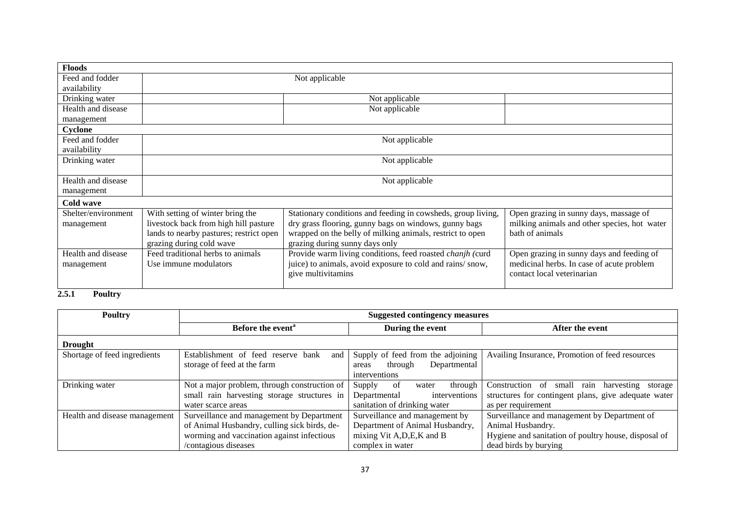| **Floods** | | | |
|---|---|---|---|
| Feed and fodder availability | Not applicable | | |
| Drinking water | | Not applicable | |
| Health and disease management | | Not applicable | |
| **Cyclone** | | | |
| Feed and fodder availability | Not applicable | | |
| Drinking water | Not applicable | | |
| Health and disease management | Not applicable | | |
| **Cold wave** | | | |
| Shelter/environment management | With setting of winter bring the livestock back from high hill pasture lands to nearby pastures; restrict open grazing during cold wave | Stationary conditions and feeding in cowsheds, group living, dry grass flooring, gunny bags on windows, gunny bags wrapped on the belly of milking animals, restrict to open grazing during sunny days only | Open grazing in sunny days, massage of milking animals and other species, hot water bath of animals |
| Health and disease management | Feed traditional herbs to animals Use immune modulators | Provide warm living conditions, feed roasted *chanjh (*curd juice) to animals, avoid exposure to cold and rains/ snow, give multivitamins | Open grazing in sunny days and feeding of medicinal herbs. In case of acute problem contact local veterinarian |

### 2.5.1 Poultry

| **Poultry** | **Suggested contingency measures** | | |
|---|---|---|---|
| | **Before the event[a]** | **During the event** | **After the event** |
| **Drought** | | | |
| Shortage of feed ingredients | Establishment of feed reserve bank and storage of feed at the farm | Supply of feed from the adjoining areas through Departmental interventions | Availing Insurance, Promotion of feed resources |
| Drinking water | Not a major problem, through construction of small rain harvesting storage structures in water scarce areas | Supply of water through Departmental interventions sanitation of drinking water | Construction of small rain harvesting storage structures for contingent plans, give adequate water as per requirement |
| Health and disease management | Surveillance and management by Department of Animal Husbandry, culling sick birds, de-worming and vaccination against infectious /contagious diseases | Surveillance and management by Department of Animal Husbandry, mixing Vit A,D,E,K and B complex in water | Surveillance and management by Department of Animal Husbandry. Hygiene and sanitation of poultry house, disposal of dead birds by burying |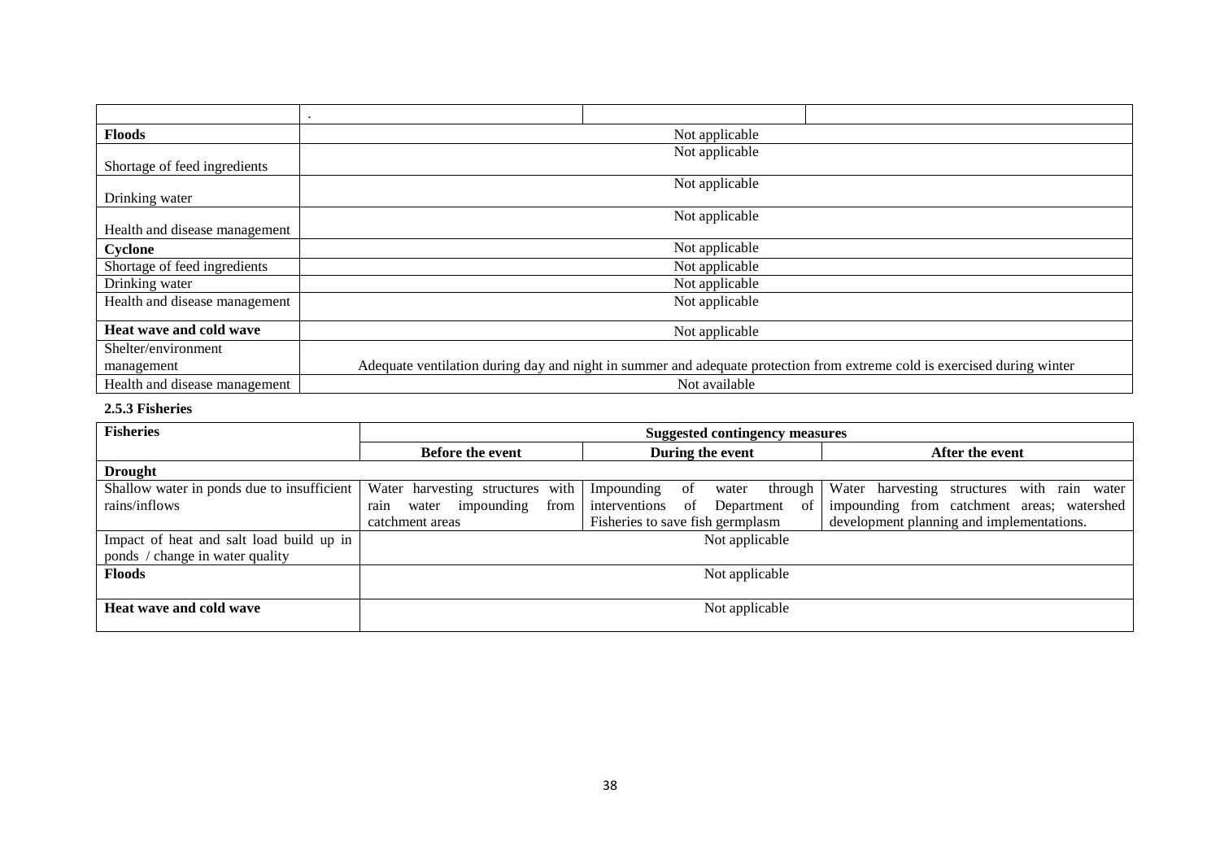| | | | |
|---|---|---|---|
| | . | | |
| **Floods** | Not applicable | | |
| Shortage of feed ingredients | Not applicable | | |
| Drinking water | Not applicable | | |
| Health and disease management | Not applicable | | |
| **Cyclone** | Not applicable | | |
| Shortage of feed ingredients | Not applicable | | |
| Drinking water | Not applicable | | |
| Health and disease management | Not applicable | | |
| **Heat wave and cold wave** | Not applicable | | |
| Shelter/environment management | Adequate ventilation during day and night in summer and adequate protection from extreme cold is exercised during winter | | |
| Health and disease management | Not available | | |

**2.5.3 Fisheries**

| **Fisheries** | **Suggested contingency measures** | | |
|---|---|---|---|
| | **Before the event** | **During the event** | **After the event** |
| **Drought** | | | |
| Shallow water in ponds due to insufficient rains/inflows | Water harvesting structures with rain water impounding from catchment areas | Impounding of water through interventions of Department of Fisheries to save fish germplasm | Water harvesting structures with rain water impounding from catchment areas; watershed development planning and implementations. |
| Impact of heat and salt load build up in ponds / change in water quality | Not applicable | | |
| **Floods** | Not applicable | | |
| **Heat wave and cold wave** | Not applicable | | |